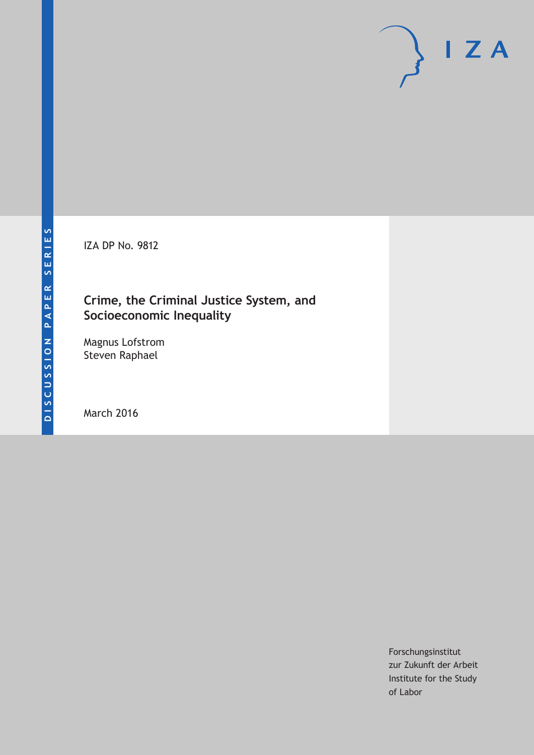DISCUSSION PAPER SERIES

IZA DP No. 9812

# Crime, the Criminal Justice System, and Socioeconomic Inequality

Magnus Lofstrom
Steven Raphael

March 2016

Forschungsinstitut
zur Zukunft der Arbeit
Institute for the Study
of Labor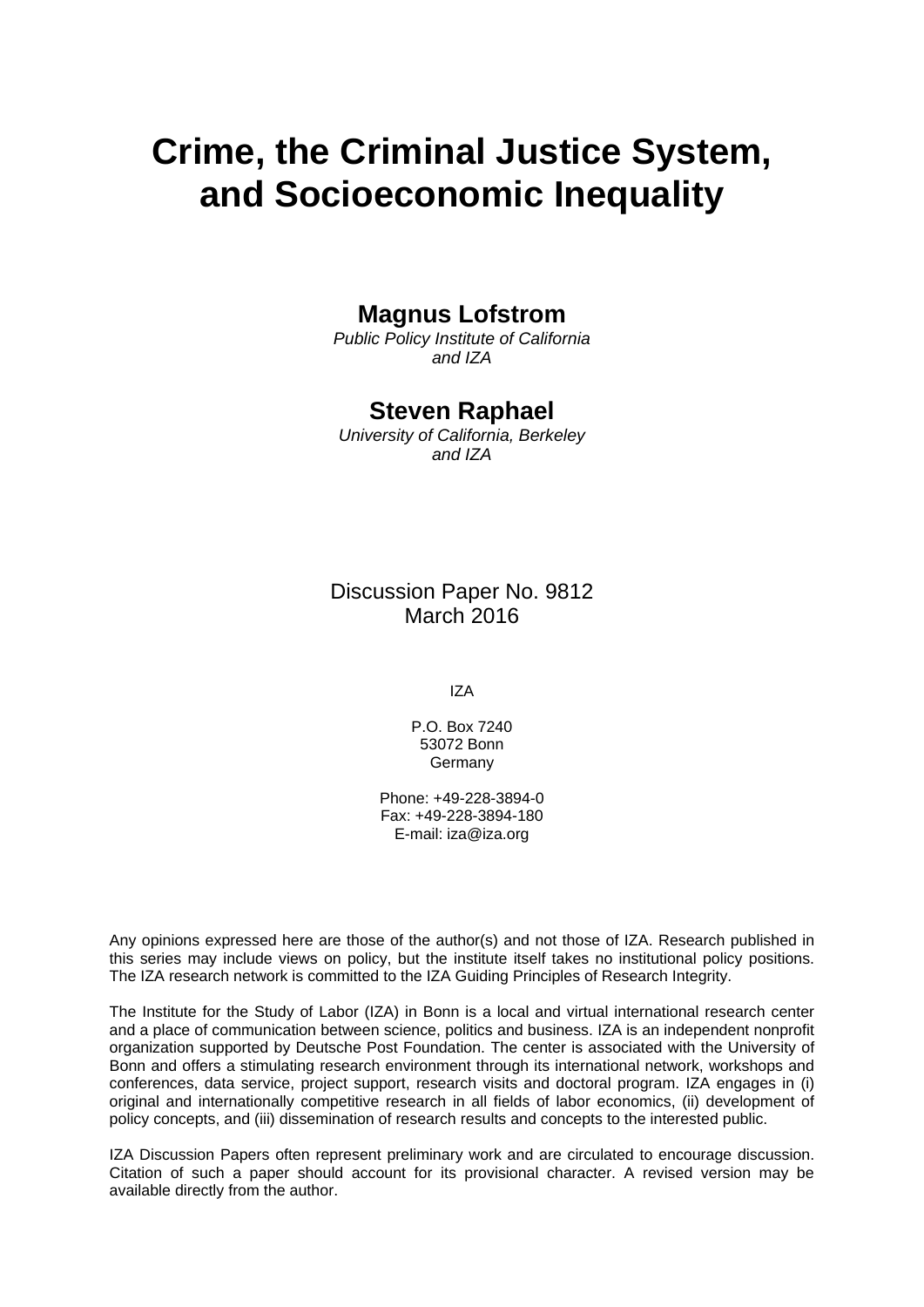# Crime, the Criminal Justice System, and Socioeconomic Inequality

**Magnus Lofstrom**

*Public Policy Institute of California and IZA*

**Steven Raphael**

*University of California, Berkeley and IZA*

Discussion Paper No. 9812
March 2016

IZA

P.O. Box 7240
53072 Bonn
Germany

Phone: +49-228-3894-0
Fax: +49-228-3894-180
E-mail: iza@iza.org

Any opinions expressed here are those of the author(s) and not those of IZA. Research published in this series may include views on policy, but the institute itself takes no institutional policy positions. The IZA research network is committed to the IZA Guiding Principles of Research Integrity.

The Institute for the Study of Labor (IZA) in Bonn is a local and virtual international research center and a place of communication between science, politics and business. IZA is an independent nonprofit organization supported by Deutsche Post Foundation. The center is associated with the University of Bonn and offers a stimulating research environment through its international network, workshops and conferences, data service, project support, research visits and doctoral program. IZA engages in (i) original and internationally competitive research in all fields of labor economics, (ii) development of policy concepts, and (iii) dissemination of research results and concepts to the interested public.

IZA Discussion Papers often represent preliminary work and are circulated to encourage discussion. Citation of such a paper should account for its provisional character. A revised version may be available directly from the author.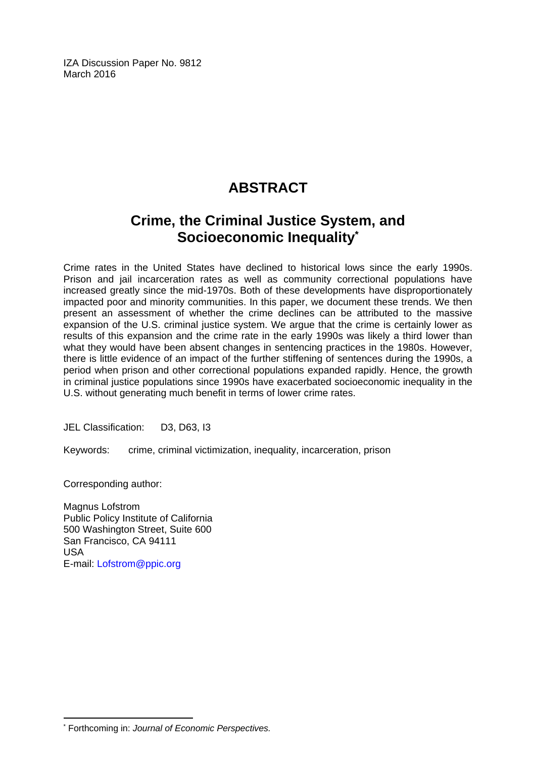IZA Discussion Paper No. 9812
March 2016

# ABSTRACT

## Crime, the Criminal Justice System, and Socioeconomic Inequality*

Crime rates in the United States have declined to historical lows since the early 1990s. Prison and jail incarceration rates as well as community correctional populations have increased greatly since the mid-1970s. Both of these developments have disproportionately impacted poor and minority communities. In this paper, we document these trends. We then present an assessment of whether the crime declines can be attributed to the massive expansion of the U.S. criminal justice system. We argue that the crime is certainly lower as results of this expansion and the crime rate in the early 1990s was likely a third lower than what they would have been absent changes in sentencing practices in the 1980s. However, there is little evidence of an impact of the further stiffening of sentences during the 1990s, a period when prison and other correctional populations expanded rapidly. Hence, the growth in criminal justice populations since 1990s have exacerbated socioeconomic inequality in the U.S. without generating much benefit in terms of lower crime rates.

JEL Classification: D3, D63, I3

Keywords: crime, criminal victimization, inequality, incarceration, prison

Corresponding author:

Magnus Lofstrom
Public Policy Institute of California
500 Washington Street, Suite 600
San Francisco, CA 94111
USA
E-mail: Lofstrom@ppic.org

* Forthcoming in: *Journal of Economic Perspectives.*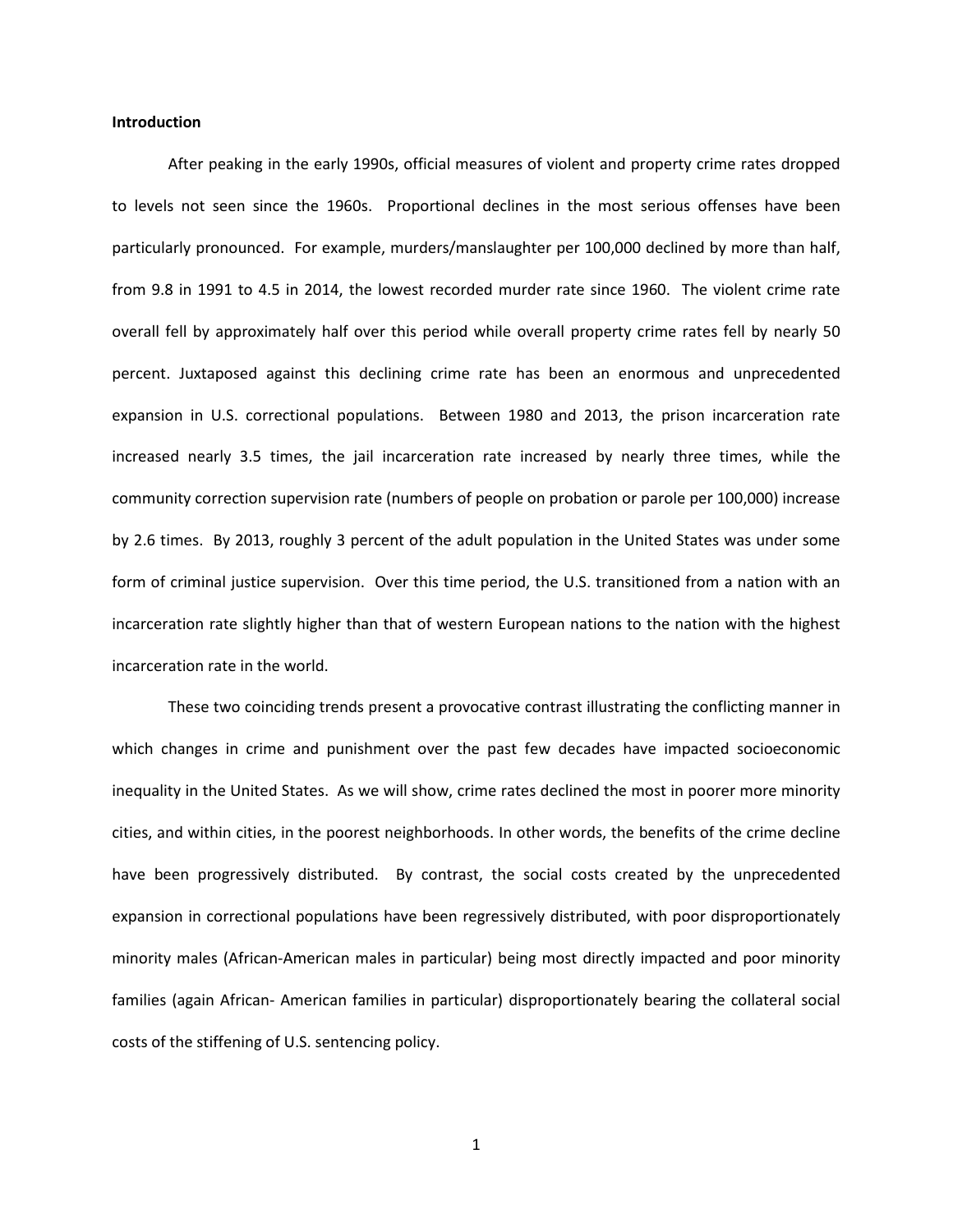## Introduction

After peaking in the early 1990s, official measures of violent and property crime rates dropped to levels not seen since the 1960s. Proportional declines in the most serious offenses have been particularly pronounced. For example, murders/manslaughter per 100,000 declined by more than half, from 9.8 in 1991 to 4.5 in 2014, the lowest recorded murder rate since 1960. The violent crime rate overall fell by approximately half over this period while overall property crime rates fell by nearly 50 percent. Juxtaposed against this declining crime rate has been an enormous and unprecedented expansion in U.S. correctional populations. Between 1980 and 2013, the prison incarceration rate increased nearly 3.5 times, the jail incarceration rate increased by nearly three times, while the community correction supervision rate (numbers of people on probation or parole per 100,000) increase by 2.6 times. By 2013, roughly 3 percent of the adult population in the United States was under some form of criminal justice supervision. Over this time period, the U.S. transitioned from a nation with an incarceration rate slightly higher than that of western European nations to the nation with the highest incarceration rate in the world.

These two coinciding trends present a provocative contrast illustrating the conflicting manner in which changes in crime and punishment over the past few decades have impacted socioeconomic inequality in the United States. As we will show, crime rates declined the most in poorer more minority cities, and within cities, in the poorest neighborhoods. In other words, the benefits of the crime decline have been progressively distributed. By contrast, the social costs created by the unprecedented expansion in correctional populations have been regressively distributed, with poor disproportionately minority males (African-American males in particular) being most directly impacted and poor minority families (again African- American families in particular) disproportionately bearing the collateral social costs of the stiffening of U.S. sentencing policy.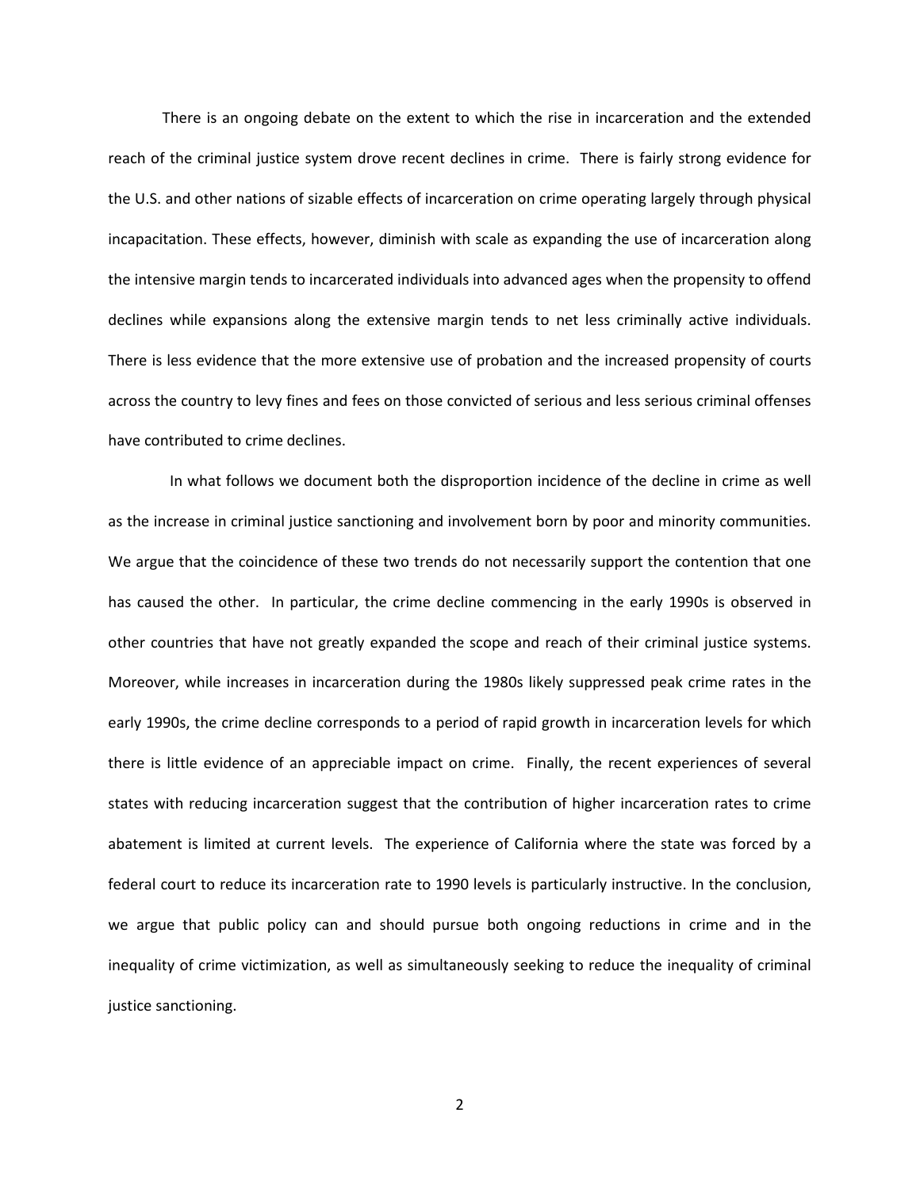There is an ongoing debate on the extent to which the rise in incarceration and the extended reach of the criminal justice system drove recent declines in crime. There is fairly strong evidence for the U.S. and other nations of sizable effects of incarceration on crime operating largely through physical incapacitation. These effects, however, diminish with scale as expanding the use of incarceration along the intensive margin tends to incarcerated individuals into advanced ages when the propensity to offend declines while expansions along the extensive margin tends to net less criminally active individuals. There is less evidence that the more extensive use of probation and the increased propensity of courts across the country to levy fines and fees on those convicted of serious and less serious criminal offenses have contributed to crime declines.

In what follows we document both the disproportion incidence of the decline in crime as well as the increase in criminal justice sanctioning and involvement born by poor and minority communities. We argue that the coincidence of these two trends do not necessarily support the contention that one has caused the other. In particular, the crime decline commencing in the early 1990s is observed in other countries that have not greatly expanded the scope and reach of their criminal justice systems. Moreover, while increases in incarceration during the 1980s likely suppressed peak crime rates in the early 1990s, the crime decline corresponds to a period of rapid growth in incarceration levels for which there is little evidence of an appreciable impact on crime. Finally, the recent experiences of several states with reducing incarceration suggest that the contribution of higher incarceration rates to crime abatement is limited at current levels. The experience of California where the state was forced by a federal court to reduce its incarceration rate to 1990 levels is particularly instructive. In the conclusion, we argue that public policy can and should pursue both ongoing reductions in crime and in the inequality of crime victimization, as well as simultaneously seeking to reduce the inequality of criminal justice sanctioning.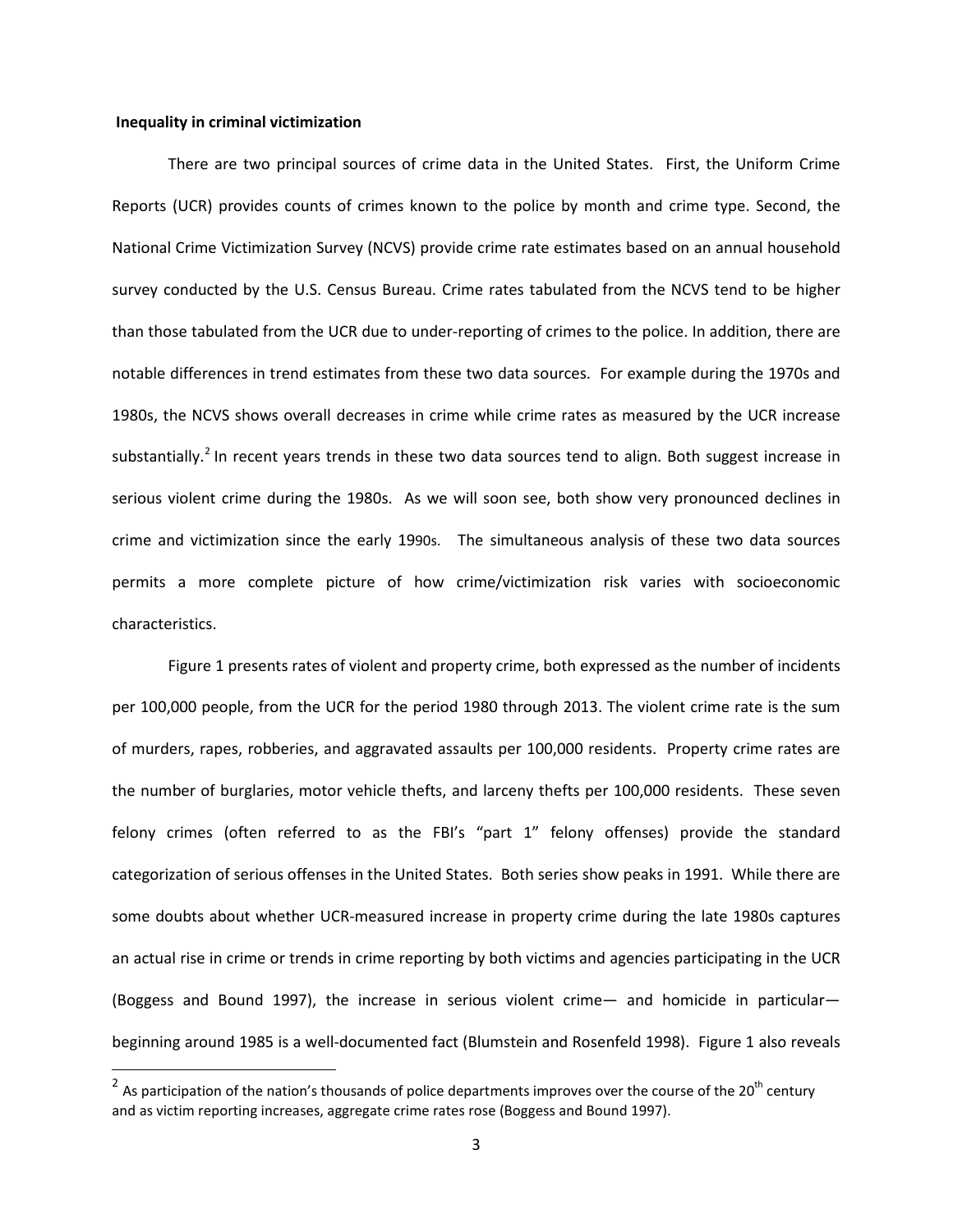**Inequality in criminal victimization**

There are two principal sources of crime data in the United States. First, the Uniform Crime Reports (UCR) provides counts of crimes known to the police by month and crime type. Second, the National Crime Victimization Survey (NCVS) provide crime rate estimates based on an annual household survey conducted by the U.S. Census Bureau. Crime rates tabulated from the NCVS tend to be higher than those tabulated from the UCR due to under-reporting of crimes to the police. In addition, there are notable differences in trend estimates from these two data sources. For example during the 1970s and 1980s, the NCVS shows overall decreases in crime while crime rates as measured by the UCR increase substantially.[2] In recent years trends in these two data sources tend to align. Both suggest increase in serious violent crime during the 1980s. As we will soon see, both show very pronounced declines in crime and victimization since the early 1990s. The simultaneous analysis of these two data sources permits a more complete picture of how crime/victimization risk varies with socioeconomic characteristics.

Figure 1 presents rates of violent and property crime, both expressed as the number of incidents per 100,000 people, from the UCR for the period 1980 through 2013. The violent crime rate is the sum of murders, rapes, robberies, and aggravated assaults per 100,000 residents. Property crime rates are the number of burglaries, motor vehicle thefts, and larceny thefts per 100,000 residents. These seven felony crimes (often referred to as the FBI's "part 1" felony offenses) provide the standard categorization of serious offenses in the United States. Both series show peaks in 1991. While there are some doubts about whether UCR-measured increase in property crime during the late 1980s captures an actual rise in crime or trends in crime reporting by both victims and agencies participating in the UCR (Boggess and Bound 1997), the increase in serious violent crime— and homicide in particular— beginning around 1985 is a well-documented fact (Blumstein and Rosenfeld 1998). Figure 1 also reveals

[2] As participation of the nation's thousands of police departments improves over the course of the 20th century and as victim reporting increases, aggregate crime rates rose (Boggess and Bound 1997).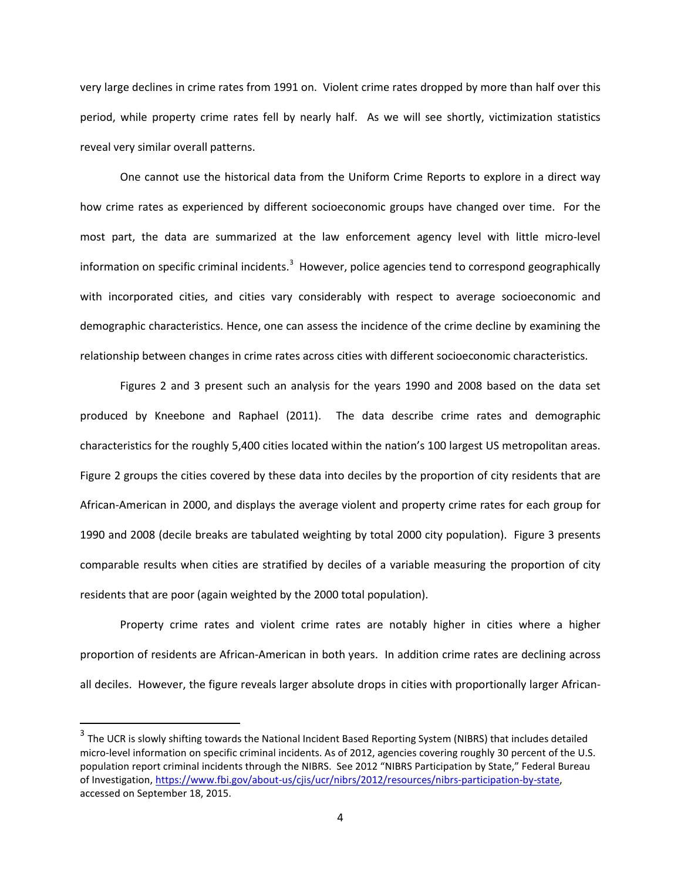very large declines in crime rates from 1991 on. Violent crime rates dropped by more than half over this period, while property crime rates fell by nearly half. As we will see shortly, victimization statistics reveal very similar overall patterns.

One cannot use the historical data from the Uniform Crime Reports to explore in a direct way how crime rates as experienced by different socioeconomic groups have changed over time. For the most part, the data are summarized at the law enforcement agency level with little micro-level information on specific criminal incidents.[3] However, police agencies tend to correspond geographically with incorporated cities, and cities vary considerably with respect to average socioeconomic and demographic characteristics. Hence, one can assess the incidence of the crime decline by examining the relationship between changes in crime rates across cities with different socioeconomic characteristics.

Figures 2 and 3 present such an analysis for the years 1990 and 2008 based on the data set produced by Kneebone and Raphael (2011). The data describe crime rates and demographic characteristics for the roughly 5,400 cities located within the nation's 100 largest US metropolitan areas. Figure 2 groups the cities covered by these data into deciles by the proportion of city residents that are African-American in 2000, and displays the average violent and property crime rates for each group for 1990 and 2008 (decile breaks are tabulated weighting by total 2000 city population). Figure 3 presents comparable results when cities are stratified by deciles of a variable measuring the proportion of city residents that are poor (again weighted by the 2000 total population).

Property crime rates and violent crime rates are notably higher in cities where a higher proportion of residents are African-American in both years. In addition crime rates are declining across all deciles. However, the figure reveals larger absolute drops in cities with proportionally larger African-

[3] The UCR is slowly shifting towards the National Incident Based Reporting System (NIBRS) that includes detailed micro-level information on specific criminal incidents. As of 2012, agencies covering roughly 30 percent of the U.S. population report criminal incidents through the NIBRS. See 2012 "NIBRS Participation by State," Federal Bureau of Investigation, https://www.fbi.gov/about-us/cjis/ucr/nibrs/2012/resources/nibrs-participation-by-state, accessed on September 18, 2015.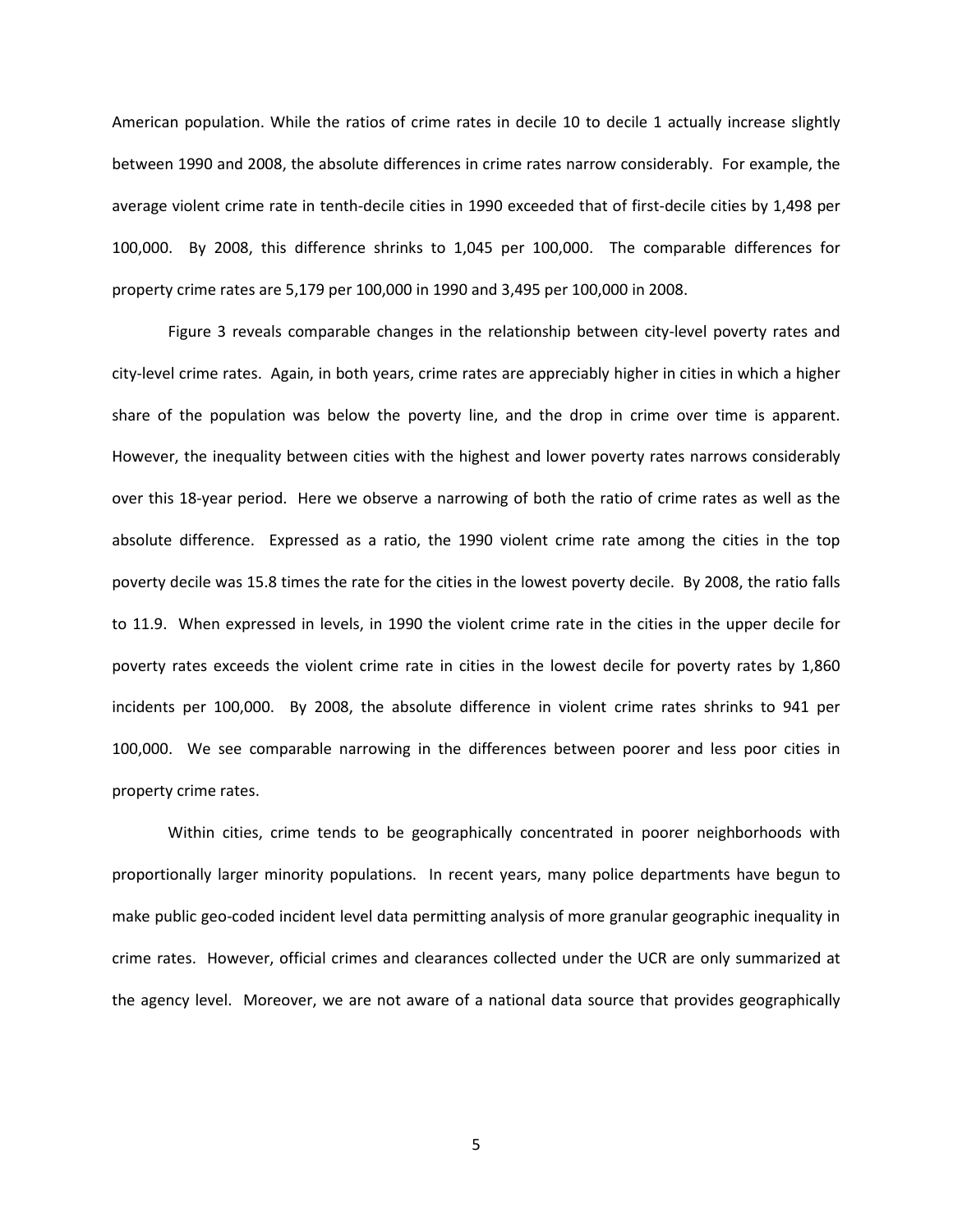American population. While the ratios of crime rates in decile 10 to decile 1 actually increase slightly between 1990 and 2008, the absolute differences in crime rates narrow considerably. For example, the average violent crime rate in tenth-decile cities in 1990 exceeded that of first-decile cities by 1,498 per 100,000. By 2008, this difference shrinks to 1,045 per 100,000. The comparable differences for property crime rates are 5,179 per 100,000 in 1990 and 3,495 per 100,000 in 2008.

Figure 3 reveals comparable changes in the relationship between city-level poverty rates and city-level crime rates. Again, in both years, crime rates are appreciably higher in cities in which a higher share of the population was below the poverty line, and the drop in crime over time is apparent. However, the inequality between cities with the highest and lower poverty rates narrows considerably over this 18-year period. Here we observe a narrowing of both the ratio of crime rates as well as the absolute difference. Expressed as a ratio, the 1990 violent crime rate among the cities in the top poverty decile was 15.8 times the rate for the cities in the lowest poverty decile. By 2008, the ratio falls to 11.9. When expressed in levels, in 1990 the violent crime rate in the cities in the upper decile for poverty rates exceeds the violent crime rate in cities in the lowest decile for poverty rates by 1,860 incidents per 100,000. By 2008, the absolute difference in violent crime rates shrinks to 941 per 100,000. We see comparable narrowing in the differences between poorer and less poor cities in property crime rates.

Within cities, crime tends to be geographically concentrated in poorer neighborhoods with proportionally larger minority populations. In recent years, many police departments have begun to make public geo-coded incident level data permitting analysis of more granular geographic inequality in crime rates. However, official crimes and clearances collected under the UCR are only summarized at the agency level. Moreover, we are not aware of a national data source that provides geographically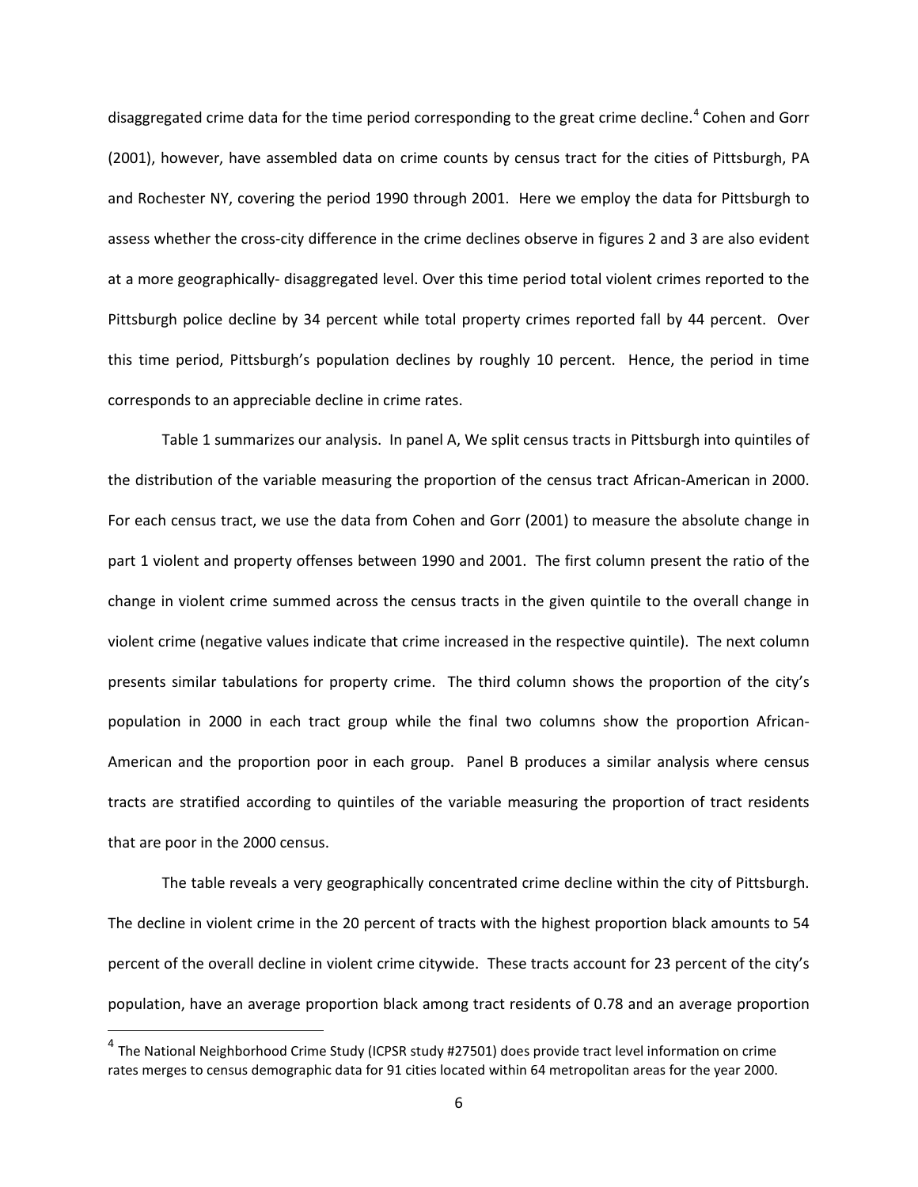disaggregated crime data for the time period corresponding to the great crime decline.[4] Cohen and Gorr (2001), however, have assembled data on crime counts by census tract for the cities of Pittsburgh, PA and Rochester NY, covering the period 1990 through 2001. Here we employ the data for Pittsburgh to assess whether the cross-city difference in the crime declines observe in figures 2 and 3 are also evident at a more geographically- disaggregated level. Over this time period total violent crimes reported to the Pittsburgh police decline by 34 percent while total property crimes reported fall by 44 percent. Over this time period, Pittsburgh's population declines by roughly 10 percent. Hence, the period in time corresponds to an appreciable decline in crime rates.

Table 1 summarizes our analysis. In panel A, We split census tracts in Pittsburgh into quintiles of the distribution of the variable measuring the proportion of the census tract African-American in 2000. For each census tract, we use the data from Cohen and Gorr (2001) to measure the absolute change in part 1 violent and property offenses between 1990 and 2001. The first column present the ratio of the change in violent crime summed across the census tracts in the given quintile to the overall change in violent crime (negative values indicate that crime increased in the respective quintile). The next column presents similar tabulations for property crime. The third column shows the proportion of the city's population in 2000 in each tract group while the final two columns show the proportion African-American and the proportion poor in each group. Panel B produces a similar analysis where census tracts are stratified according to quintiles of the variable measuring the proportion of tract residents that are poor in the 2000 census.

The table reveals a very geographically concentrated crime decline within the city of Pittsburgh. The decline in violent crime in the 20 percent of tracts with the highest proportion black amounts to 54 percent of the overall decline in violent crime citywide. These tracts account for 23 percent of the city's population, have an average proportion black among tract residents of 0.78 and an average proportion

[4] The National Neighborhood Crime Study (ICPSR study #27501) does provide tract level information on crime rates merges to census demographic data for 91 cities located within 64 metropolitan areas for the year 2000.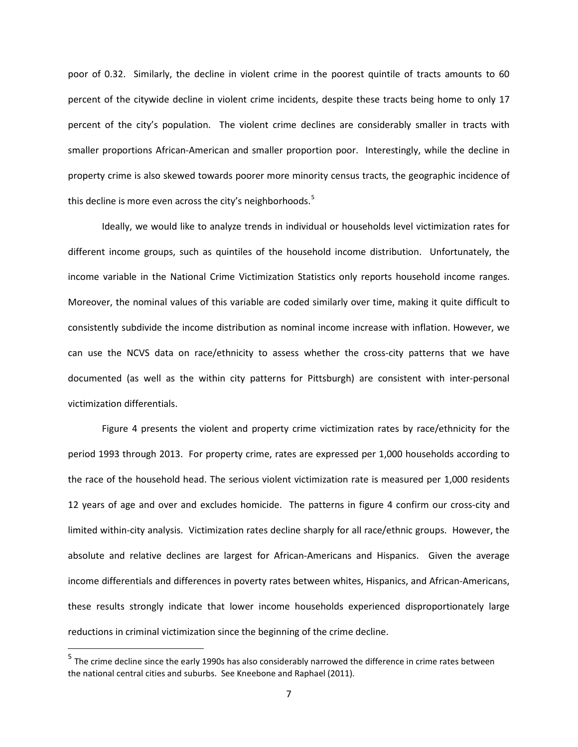poor of 0.32. Similarly, the decline in violent crime in the poorest quintile of tracts amounts to 60 percent of the citywide decline in violent crime incidents, despite these tracts being home to only 17 percent of the city's population. The violent crime declines are considerably smaller in tracts with smaller proportions African-American and smaller proportion poor. Interestingly, while the decline in property crime is also skewed towards poorer more minority census tracts, the geographic incidence of this decline is more even across the city's neighborhoods.[5]

Ideally, we would like to analyze trends in individual or households level victimization rates for different income groups, such as quintiles of the household income distribution. Unfortunately, the income variable in the National Crime Victimization Statistics only reports household income ranges. Moreover, the nominal values of this variable are coded similarly over time, making it quite difficult to consistently subdivide the income distribution as nominal income increase with inflation. However, we can use the NCVS data on race/ethnicity to assess whether the cross-city patterns that we have documented (as well as the within city patterns for Pittsburgh) are consistent with inter-personal victimization differentials.

Figure 4 presents the violent and property crime victimization rates by race/ethnicity for the period 1993 through 2013. For property crime, rates are expressed per 1,000 households according to the race of the household head. The serious violent victimization rate is measured per 1,000 residents 12 years of age and over and excludes homicide. The patterns in figure 4 confirm our cross-city and limited within-city analysis. Victimization rates decline sharply for all race/ethnic groups. However, the absolute and relative declines are largest for African-Americans and Hispanics. Given the average income differentials and differences in poverty rates between whites, Hispanics, and African-Americans, these results strongly indicate that lower income households experienced disproportionately large reductions in criminal victimization since the beginning of the crime decline.

[5] The crime decline since the early 1990s has also considerably narrowed the difference in crime rates between the national central cities and suburbs. See Kneebone and Raphael (2011).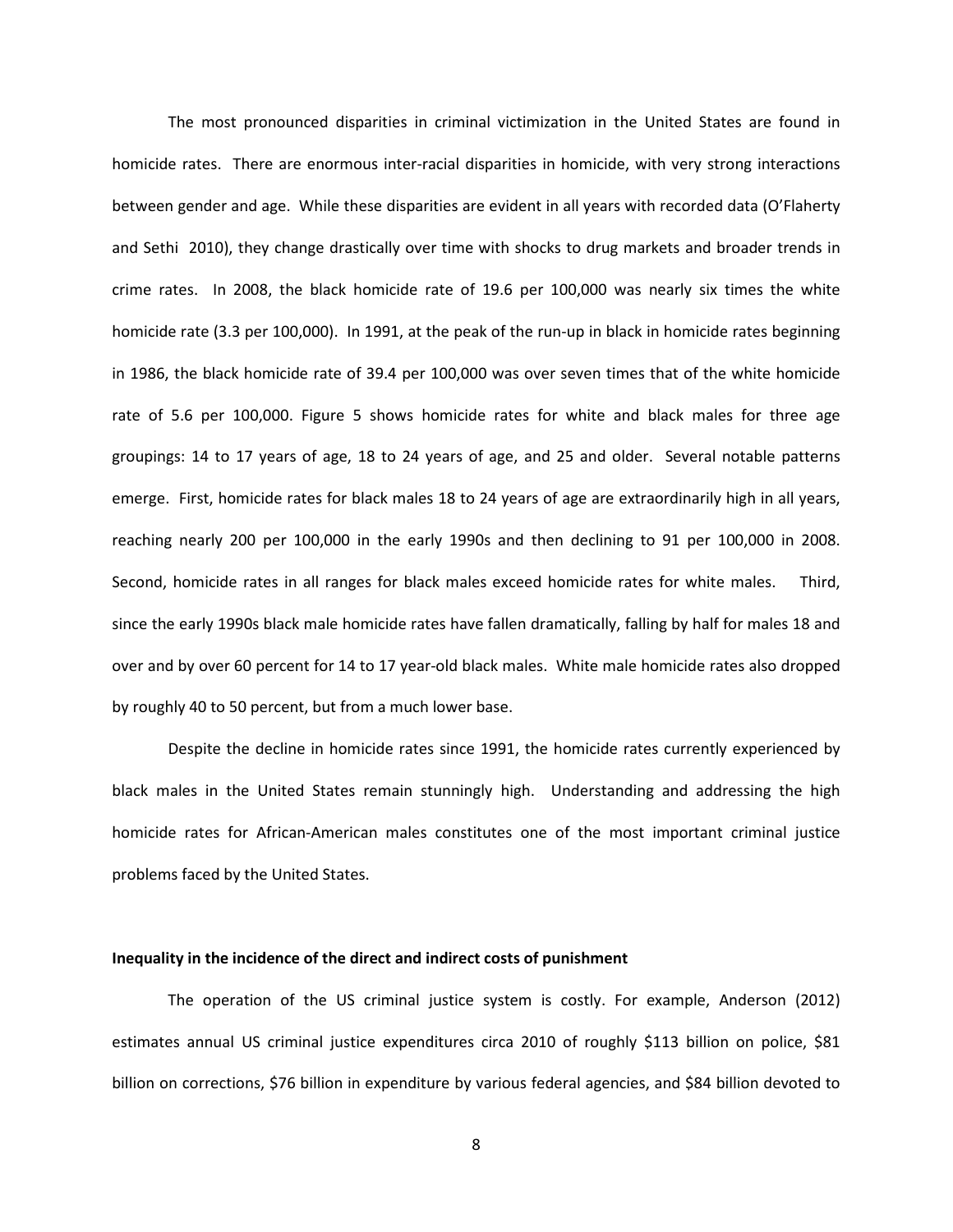The most pronounced disparities in criminal victimization in the United States are found in homicide rates. There are enormous inter-racial disparities in homicide, with very strong interactions between gender and age. While these disparities are evident in all years with recorded data (O'Flaherty and Sethi 2010), they change drastically over time with shocks to drug markets and broader trends in crime rates. In 2008, the black homicide rate of 19.6 per 100,000 was nearly six times the white homicide rate (3.3 per 100,000). In 1991, at the peak of the run-up in black in homicide rates beginning in 1986, the black homicide rate of 39.4 per 100,000 was over seven times that of the white homicide rate of 5.6 per 100,000. Figure 5 shows homicide rates for white and black males for three age groupings: 14 to 17 years of age, 18 to 24 years of age, and 25 and older. Several notable patterns emerge. First, homicide rates for black males 18 to 24 years of age are extraordinarily high in all years, reaching nearly 200 per 100,000 in the early 1990s and then declining to 91 per 100,000 in 2008. Second, homicide rates in all ranges for black males exceed homicide rates for white males. Third, since the early 1990s black male homicide rates have fallen dramatically, falling by half for males 18 and over and by over 60 percent for 14 to 17 year-old black males. White male homicide rates also dropped by roughly 40 to 50 percent, but from a much lower base.

Despite the decline in homicide rates since 1991, the homicide rates currently experienced by black males in the United States remain stunningly high. Understanding and addressing the high homicide rates for African-American males constitutes one of the most important criminal justice problems faced by the United States.

**Inequality in the incidence of the direct and indirect costs of punishment**

The operation of the US criminal justice system is costly. For example, Anderson (2012) estimates annual US criminal justice expenditures circa 2010 of roughly \$113 billion on police, \$81 billion on corrections, \$76 billion in expenditure by various federal agencies, and \$84 billion devoted to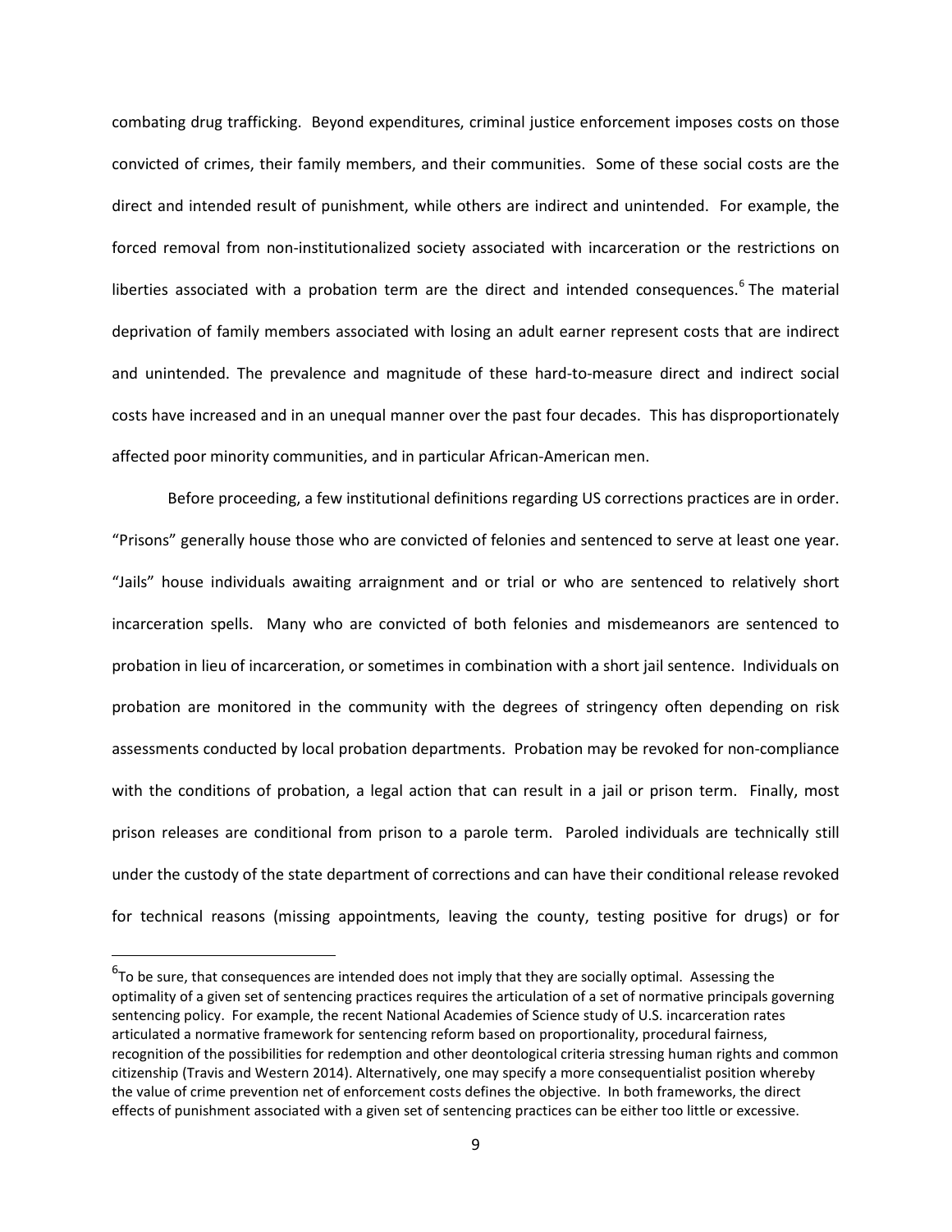combating drug trafficking. Beyond expenditures, criminal justice enforcement imposes costs on those convicted of crimes, their family members, and their communities. Some of these social costs are the direct and intended result of punishment, while others are indirect and unintended. For example, the forced removal from non-institutionalized society associated with incarceration or the restrictions on liberties associated with a probation term are the direct and intended consequences.[6] The material deprivation of family members associated with losing an adult earner represent costs that are indirect and unintended. The prevalence and magnitude of these hard-to-measure direct and indirect social costs have increased and in an unequal manner over the past four decades. This has disproportionately affected poor minority communities, and in particular African-American men.

Before proceeding, a few institutional definitions regarding US corrections practices are in order. "Prisons" generally house those who are convicted of felonies and sentenced to serve at least one year. "Jails" house individuals awaiting arraignment and or trial or who are sentenced to relatively short incarceration spells. Many who are convicted of both felonies and misdemeanors are sentenced to probation in lieu of incarceration, or sometimes in combination with a short jail sentence. Individuals on probation are monitored in the community with the degrees of stringency often depending on risk assessments conducted by local probation departments. Probation may be revoked for non-compliance with the conditions of probation, a legal action that can result in a jail or prison term. Finally, most prison releases are conditional from prison to a parole term. Paroled individuals are technically still under the custody of the state department of corrections and can have their conditional release revoked for technical reasons (missing appointments, leaving the county, testing positive for drugs) or for

[6] To be sure, that consequences are intended does not imply that they are socially optimal. Assessing the optimality of a given set of sentencing practices requires the articulation of a set of normative principals governing sentencing policy. For example, the recent National Academies of Science study of U.S. incarceration rates articulated a normative framework for sentencing reform based on proportionality, procedural fairness, recognition of the possibilities for redemption and other deontological criteria stressing human rights and common citizenship (Travis and Western 2014). Alternatively, one may specify a more consequentialist position whereby the value of crime prevention net of enforcement costs defines the objective. In both frameworks, the direct effects of punishment associated with a given set of sentencing practices can be either too little or excessive.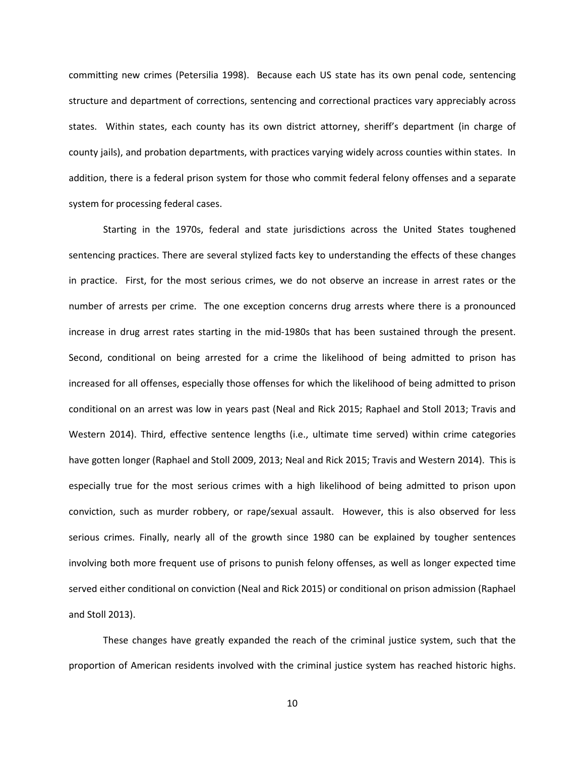committing new crimes (Petersilia 1998). Because each US state has its own penal code, sentencing structure and department of corrections, sentencing and correctional practices vary appreciably across states. Within states, each county has its own district attorney, sheriff's department (in charge of county jails), and probation departments, with practices varying widely across counties within states. In addition, there is a federal prison system for those who commit federal felony offenses and a separate system for processing federal cases.

Starting in the 1970s, federal and state jurisdictions across the United States toughened sentencing practices. There are several stylized facts key to understanding the effects of these changes in practice. First, for the most serious crimes, we do not observe an increase in arrest rates or the number of arrests per crime. The one exception concerns drug arrests where there is a pronounced increase in drug arrest rates starting in the mid-1980s that has been sustained through the present. Second, conditional on being arrested for a crime the likelihood of being admitted to prison has increased for all offenses, especially those offenses for which the likelihood of being admitted to prison conditional on an arrest was low in years past (Neal and Rick 2015; Raphael and Stoll 2013; Travis and Western 2014). Third, effective sentence lengths (i.e., ultimate time served) within crime categories have gotten longer (Raphael and Stoll 2009, 2013; Neal and Rick 2015; Travis and Western 2014). This is especially true for the most serious crimes with a high likelihood of being admitted to prison upon conviction, such as murder robbery, or rape/sexual assault. However, this is also observed for less serious crimes. Finally, nearly all of the growth since 1980 can be explained by tougher sentences involving both more frequent use of prisons to punish felony offenses, as well as longer expected time served either conditional on conviction (Neal and Rick 2015) or conditional on prison admission (Raphael and Stoll 2013).

These changes have greatly expanded the reach of the criminal justice system, such that the proportion of American residents involved with the criminal justice system has reached historic highs.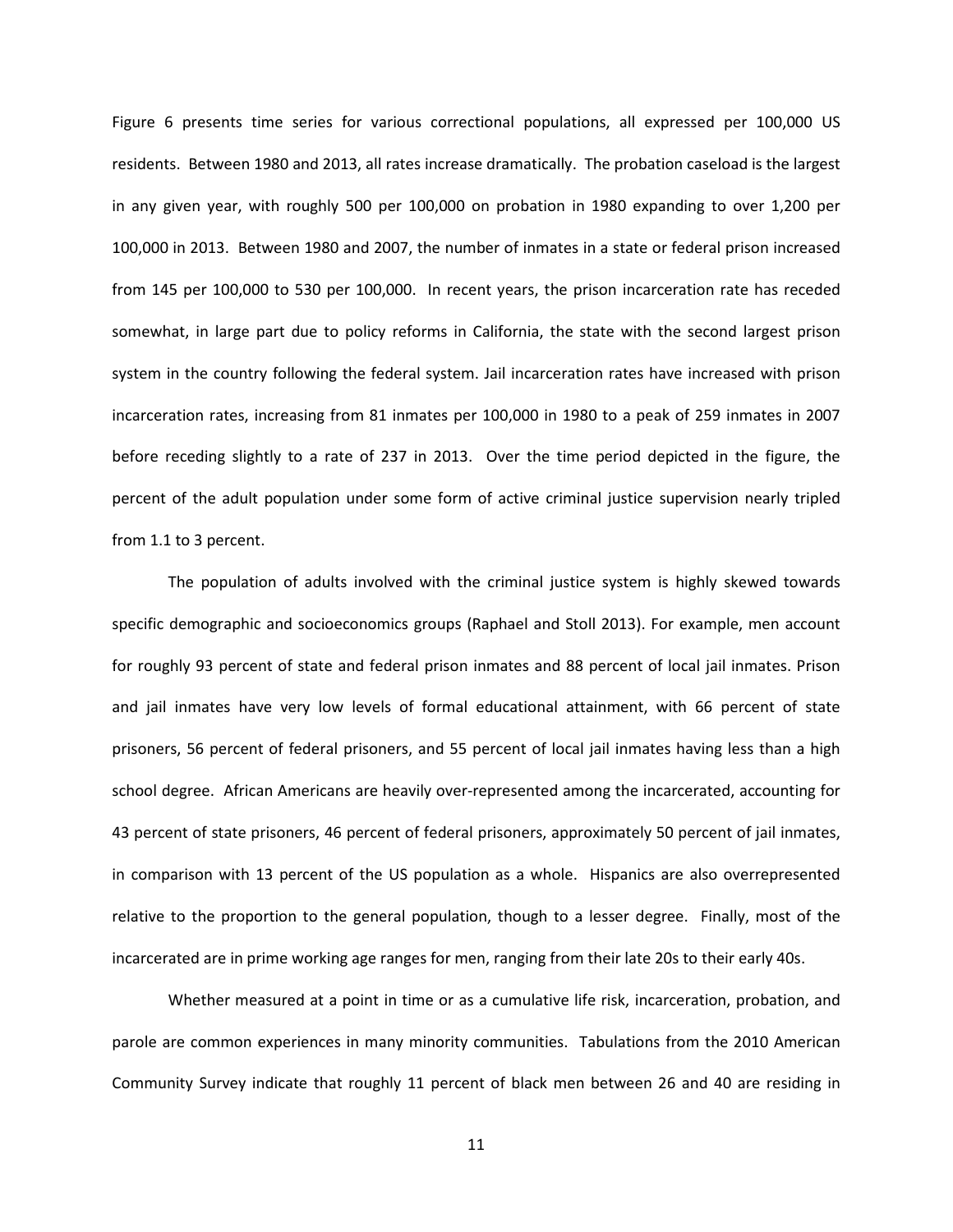Figure 6 presents time series for various correctional populations, all expressed per 100,000 US residents. Between 1980 and 2013, all rates increase dramatically. The probation caseload is the largest in any given year, with roughly 500 per 100,000 on probation in 1980 expanding to over 1,200 per 100,000 in 2013. Between 1980 and 2007, the number of inmates in a state or federal prison increased from 145 per 100,000 to 530 per 100,000. In recent years, the prison incarceration rate has receded somewhat, in large part due to policy reforms in California, the state with the second largest prison system in the country following the federal system. Jail incarceration rates have increased with prison incarceration rates, increasing from 81 inmates per 100,000 in 1980 to a peak of 259 inmates in 2007 before receding slightly to a rate of 237 in 2013. Over the time period depicted in the figure, the percent of the adult population under some form of active criminal justice supervision nearly tripled from 1.1 to 3 percent.

The population of adults involved with the criminal justice system is highly skewed towards specific demographic and socioeconomics groups (Raphael and Stoll 2013). For example, men account for roughly 93 percent of state and federal prison inmates and 88 percent of local jail inmates. Prison and jail inmates have very low levels of formal educational attainment, with 66 percent of state prisoners, 56 percent of federal prisoners, and 55 percent of local jail inmates having less than a high school degree. African Americans are heavily over-represented among the incarcerated, accounting for 43 percent of state prisoners, 46 percent of federal prisoners, approximately 50 percent of jail inmates, in comparison with 13 percent of the US population as a whole. Hispanics are also overrepresented relative to the proportion to the general population, though to a lesser degree. Finally, most of the incarcerated are in prime working age ranges for men, ranging from their late 20s to their early 40s.

Whether measured at a point in time or as a cumulative life risk, incarceration, probation, and parole are common experiences in many minority communities. Tabulations from the 2010 American Community Survey indicate that roughly 11 percent of black men between 26 and 40 are residing in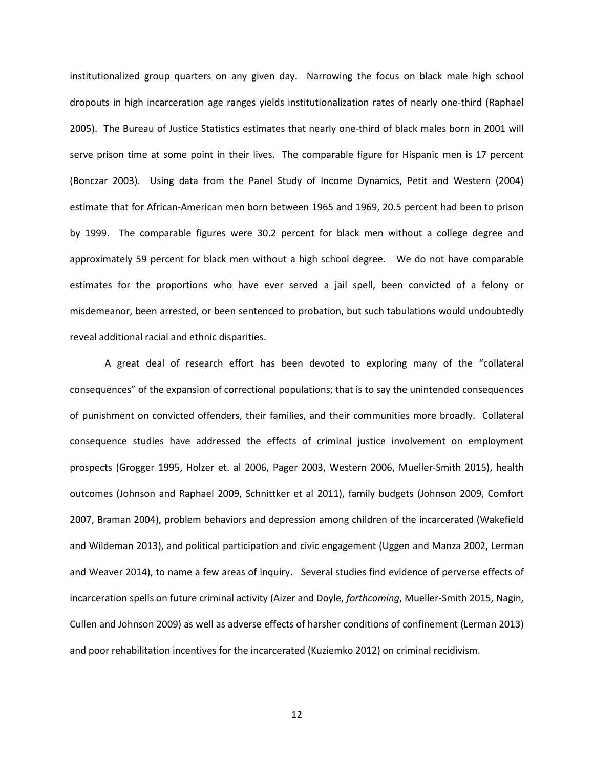institutionalized group quarters on any given day. Narrowing the focus on black male high school dropouts in high incarceration age ranges yields institutionalization rates of nearly one-third (Raphael 2005). The Bureau of Justice Statistics estimates that nearly one-third of black males born in 2001 will serve prison time at some point in their lives. The comparable figure for Hispanic men is 17 percent (Bonczar 2003). Using data from the Panel Study of Income Dynamics, Petit and Western (2004) estimate that for African-American men born between 1965 and 1969, 20.5 percent had been to prison by 1999. The comparable figures were 30.2 percent for black men without a college degree and approximately 59 percent for black men without a high school degree. We do not have comparable estimates for the proportions who have ever served a jail spell, been convicted of a felony or misdemeanor, been arrested, or been sentenced to probation, but such tabulations would undoubtedly reveal additional racial and ethnic disparities.

A great deal of research effort has been devoted to exploring many of the "collateral consequences" of the expansion of correctional populations; that is to say the unintended consequences of punishment on convicted offenders, their families, and their communities more broadly. Collateral consequence studies have addressed the effects of criminal justice involvement on employment prospects (Grogger 1995, Holzer et. al 2006, Pager 2003, Western 2006, Mueller-Smith 2015), health outcomes (Johnson and Raphael 2009, Schnittker et al 2011), family budgets (Johnson 2009, Comfort 2007, Braman 2004), problem behaviors and depression among children of the incarcerated (Wakefield and Wildeman 2013), and political participation and civic engagement (Uggen and Manza 2002, Lerman and Weaver 2014), to name a few areas of inquiry. Several studies find evidence of perverse effects of incarceration spells on future criminal activity (Aizer and Doyle, *forthcoming*, Mueller-Smith 2015, Nagin, Cullen and Johnson 2009) as well as adverse effects of harsher conditions of confinement (Lerman 2013) and poor rehabilitation incentives for the incarcerated (Kuziemko 2012) on criminal recidivism.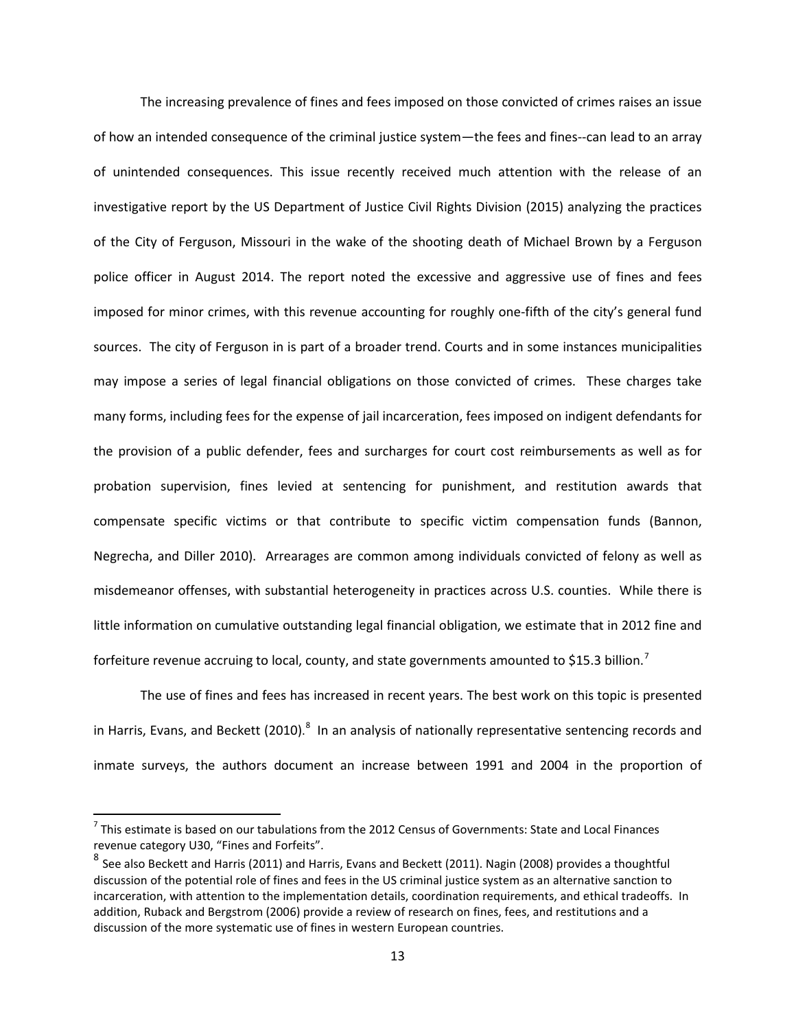The increasing prevalence of fines and fees imposed on those convicted of crimes raises an issue of how an intended consequence of the criminal justice system—the fees and fines--can lead to an array of unintended consequences. This issue recently received much attention with the release of an investigative report by the US Department of Justice Civil Rights Division (2015) analyzing the practices of the City of Ferguson, Missouri in the wake of the shooting death of Michael Brown by a Ferguson police officer in August 2014. The report noted the excessive and aggressive use of fines and fees imposed for minor crimes, with this revenue accounting for roughly one-fifth of the city's general fund sources. The city of Ferguson in is part of a broader trend. Courts and in some instances municipalities may impose a series of legal financial obligations on those convicted of crimes. These charges take many forms, including fees for the expense of jail incarceration, fees imposed on indigent defendants for the provision of a public defender, fees and surcharges for court cost reimbursements as well as for probation supervision, fines levied at sentencing for punishment, and restitution awards that compensate specific victims or that contribute to specific victim compensation funds (Bannon, Negrecha, and Diller 2010). Arrearages are common among individuals convicted of felony as well as misdemeanor offenses, with substantial heterogeneity in practices across U.S. counties. While there is little information on cumulative outstanding legal financial obligation, we estimate that in 2012 fine and forfeiture revenue accruing to local, county, and state governments amounted to $15.3 billion.[7]

The use of fines and fees has increased in recent years. The best work on this topic is presented in Harris, Evans, and Beckett (2010).[8] In an analysis of nationally representative sentencing records and inmate surveys, the authors document an increase between 1991 and 2004 in the proportion of

[7] This estimate is based on our tabulations from the 2012 Census of Governments: State and Local Finances revenue category U30, "Fines and Forfeits".

[8] See also Beckett and Harris (2011) and Harris, Evans and Beckett (2011). Nagin (2008) provides a thoughtful discussion of the potential role of fines and fees in the US criminal justice system as an alternative sanction to incarceration, with attention to the implementation details, coordination requirements, and ethical tradeoffs. In addition, Ruback and Bergstrom (2006) provide a review of research on fines, fees, and restitutions and a discussion of the more systematic use of fines in western European countries.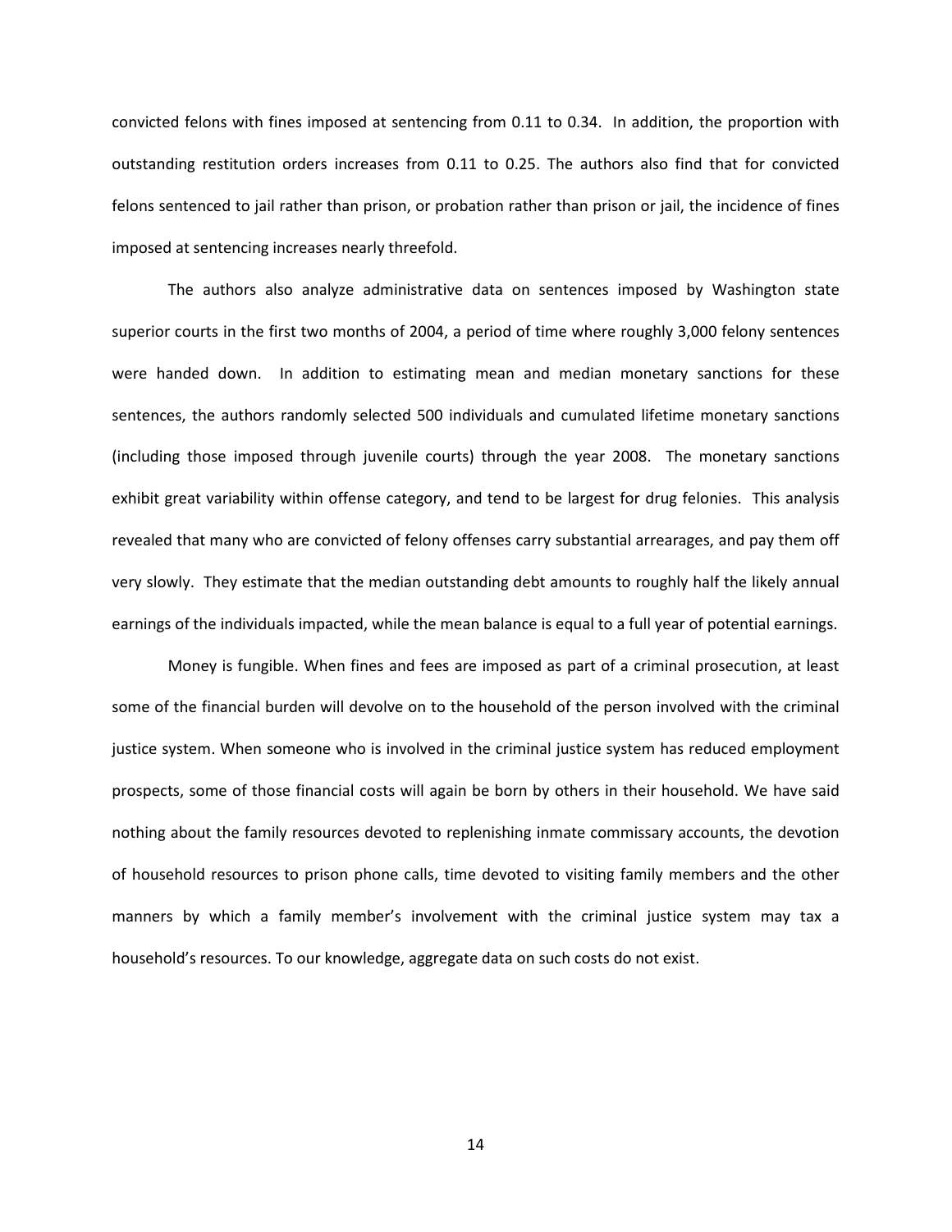convicted felons with fines imposed at sentencing from 0.11 to 0.34. In addition, the proportion with outstanding restitution orders increases from 0.11 to 0.25. The authors also find that for convicted felons sentenced to jail rather than prison, or probation rather than prison or jail, the incidence of fines imposed at sentencing increases nearly threefold.

The authors also analyze administrative data on sentences imposed by Washington state superior courts in the first two months of 2004, a period of time where roughly 3,000 felony sentences were handed down. In addition to estimating mean and median monetary sanctions for these sentences, the authors randomly selected 500 individuals and cumulated lifetime monetary sanctions (including those imposed through juvenile courts) through the year 2008. The monetary sanctions exhibit great variability within offense category, and tend to be largest for drug felonies. This analysis revealed that many who are convicted of felony offenses carry substantial arrearages, and pay them off very slowly. They estimate that the median outstanding debt amounts to roughly half the likely annual earnings of the individuals impacted, while the mean balance is equal to a full year of potential earnings.

Money is fungible. When fines and fees are imposed as part of a criminal prosecution, at least some of the financial burden will devolve on to the household of the person involved with the criminal justice system. When someone who is involved in the criminal justice system has reduced employment prospects, some of those financial costs will again be born by others in their household. We have said nothing about the family resources devoted to replenishing inmate commissary accounts, the devotion of household resources to prison phone calls, time devoted to visiting family members and the other manners by which a family member's involvement with the criminal justice system may tax a household's resources. To our knowledge, aggregate data on such costs do not exist.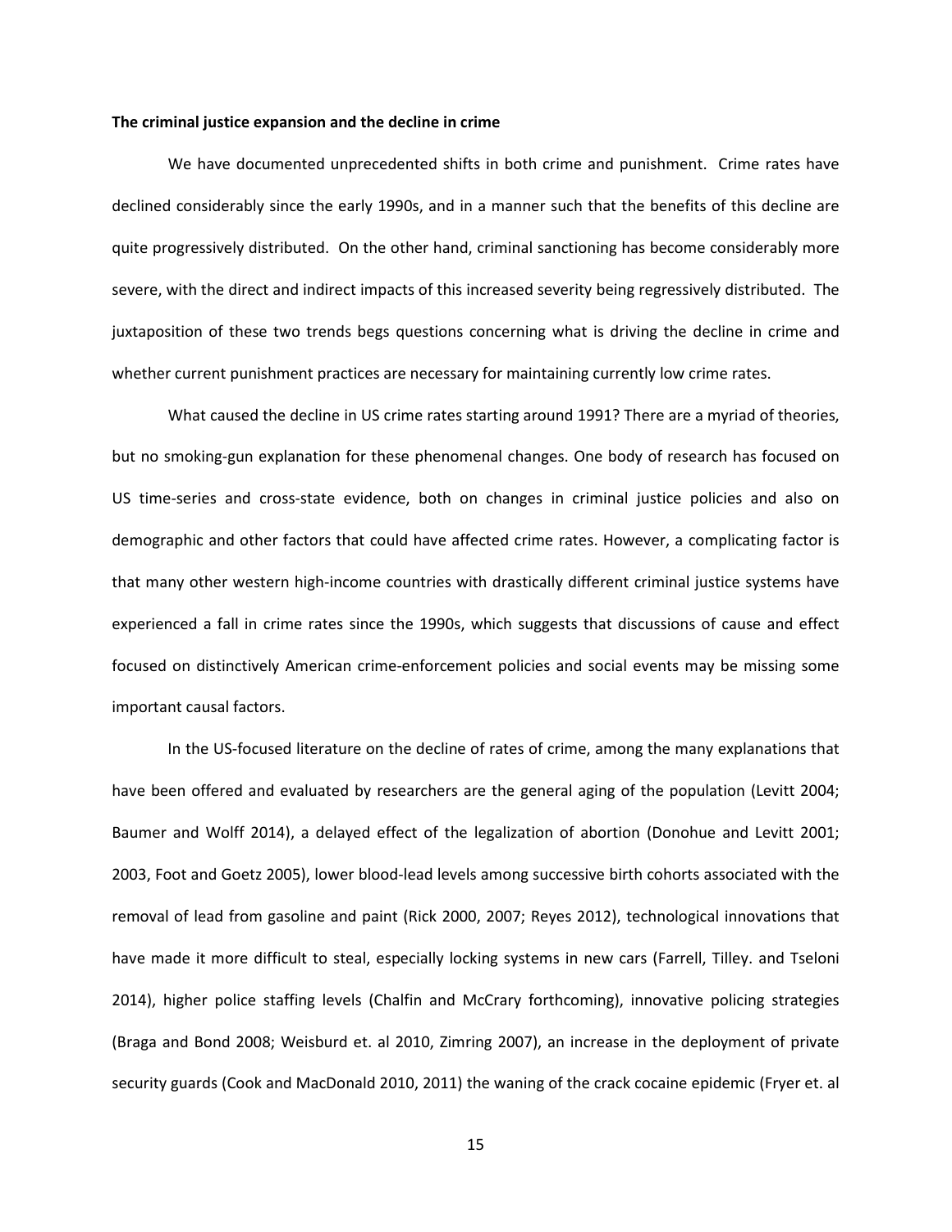**The criminal justice expansion and the decline in crime**

We have documented unprecedented shifts in both crime and punishment. Crime rates have declined considerably since the early 1990s, and in a manner such that the benefits of this decline are quite progressively distributed. On the other hand, criminal sanctioning has become considerably more severe, with the direct and indirect impacts of this increased severity being regressively distributed. The juxtaposition of these two trends begs questions concerning what is driving the decline in crime and whether current punishment practices are necessary for maintaining currently low crime rates.

What caused the decline in US crime rates starting around 1991? There are a myriad of theories, but no smoking-gun explanation for these phenomenal changes. One body of research has focused on US time-series and cross-state evidence, both on changes in criminal justice policies and also on demographic and other factors that could have affected crime rates. However, a complicating factor is that many other western high-income countries with drastically different criminal justice systems have experienced a fall in crime rates since the 1990s, which suggests that discussions of cause and effect focused on distinctively American crime-enforcement policies and social events may be missing some important causal factors.

In the US-focused literature on the decline of rates of crime, among the many explanations that have been offered and evaluated by researchers are the general aging of the population (Levitt 2004; Baumer and Wolff 2014), a delayed effect of the legalization of abortion (Donohue and Levitt 2001; 2003, Foot and Goetz 2005), lower blood-lead levels among successive birth cohorts associated with the removal of lead from gasoline and paint (Rick 2000, 2007; Reyes 2012), technological innovations that have made it more difficult to steal, especially locking systems in new cars (Farrell, Tilley. and Tseloni 2014), higher police staffing levels (Chalfin and McCrary forthcoming), innovative policing strategies (Braga and Bond 2008; Weisburd et. al 2010, Zimring 2007), an increase in the deployment of private security guards (Cook and MacDonald 2010, 2011) the waning of the crack cocaine epidemic (Fryer et. al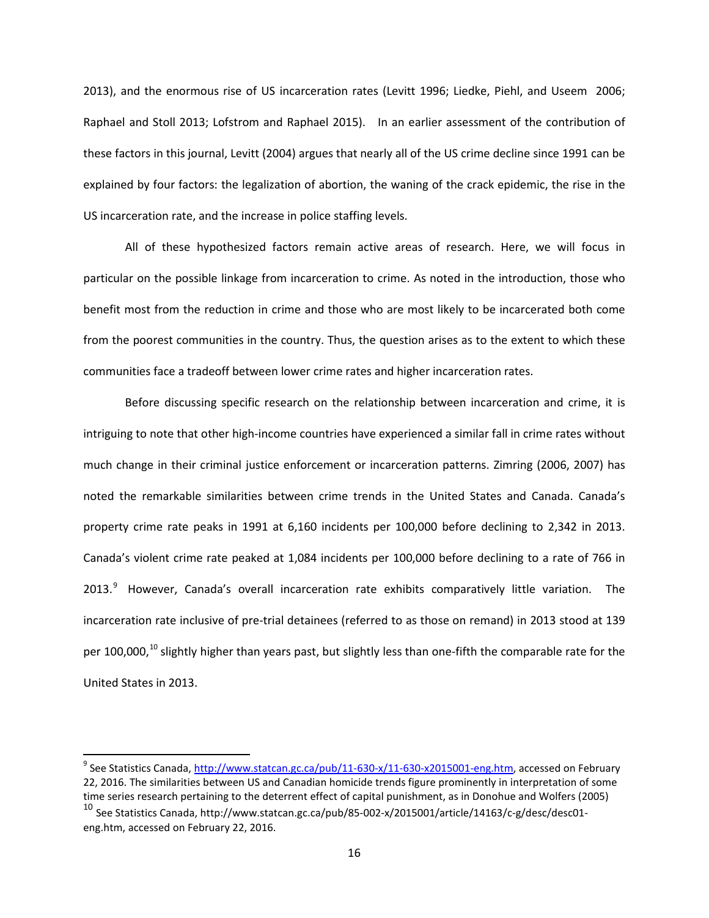2013), and the enormous rise of US incarceration rates (Levitt 1996; Liedke, Piehl, and Useem 2006; Raphael and Stoll 2013; Lofstrom and Raphael 2015). In an earlier assessment of the contribution of these factors in this journal, Levitt (2004) argues that nearly all of the US crime decline since 1991 can be explained by four factors: the legalization of abortion, the waning of the crack epidemic, the rise in the US incarceration rate, and the increase in police staffing levels.

All of these hypothesized factors remain active areas of research. Here, we will focus in particular on the possible linkage from incarceration to crime. As noted in the introduction, those who benefit most from the reduction in crime and those who are most likely to be incarcerated both come from the poorest communities in the country. Thus, the question arises as to the extent to which these communities face a tradeoff between lower crime rates and higher incarceration rates.

Before discussing specific research on the relationship between incarceration and crime, it is intriguing to note that other high-income countries have experienced a similar fall in crime rates without much change in their criminal justice enforcement or incarceration patterns. Zimring (2006, 2007) has noted the remarkable similarities between crime trends in the United States and Canada. Canada's property crime rate peaks in 1991 at 6,160 incidents per 100,000 before declining to 2,342 in 2013. Canada's violent crime rate peaked at 1,084 incidents per 100,000 before declining to a rate of 766 in 2013.[9] However, Canada's overall incarceration rate exhibits comparatively little variation. The incarceration rate inclusive of pre-trial detainees (referred to as those on remand) in 2013 stood at 139 per 100,000,[10] slightly higher than years past, but slightly less than one-fifth the comparable rate for the United States in 2013.

---

[9] See Statistics Canada, http://www.statcan.gc.ca/pub/11-630-x/11-630-x2015001-eng.htm, accessed on February 22, 2016. The similarities between US and Canadian homicide trends figure prominently in interpretation of some time series research pertaining to the deterrent effect of capital punishment, as in Donohue and Wolfers (2005)

[10] See Statistics Canada, http://www.statcan.gc.ca/pub/85-002-x/2015001/article/14163/c-g/desc/desc01-eng.htm, accessed on February 22, 2016.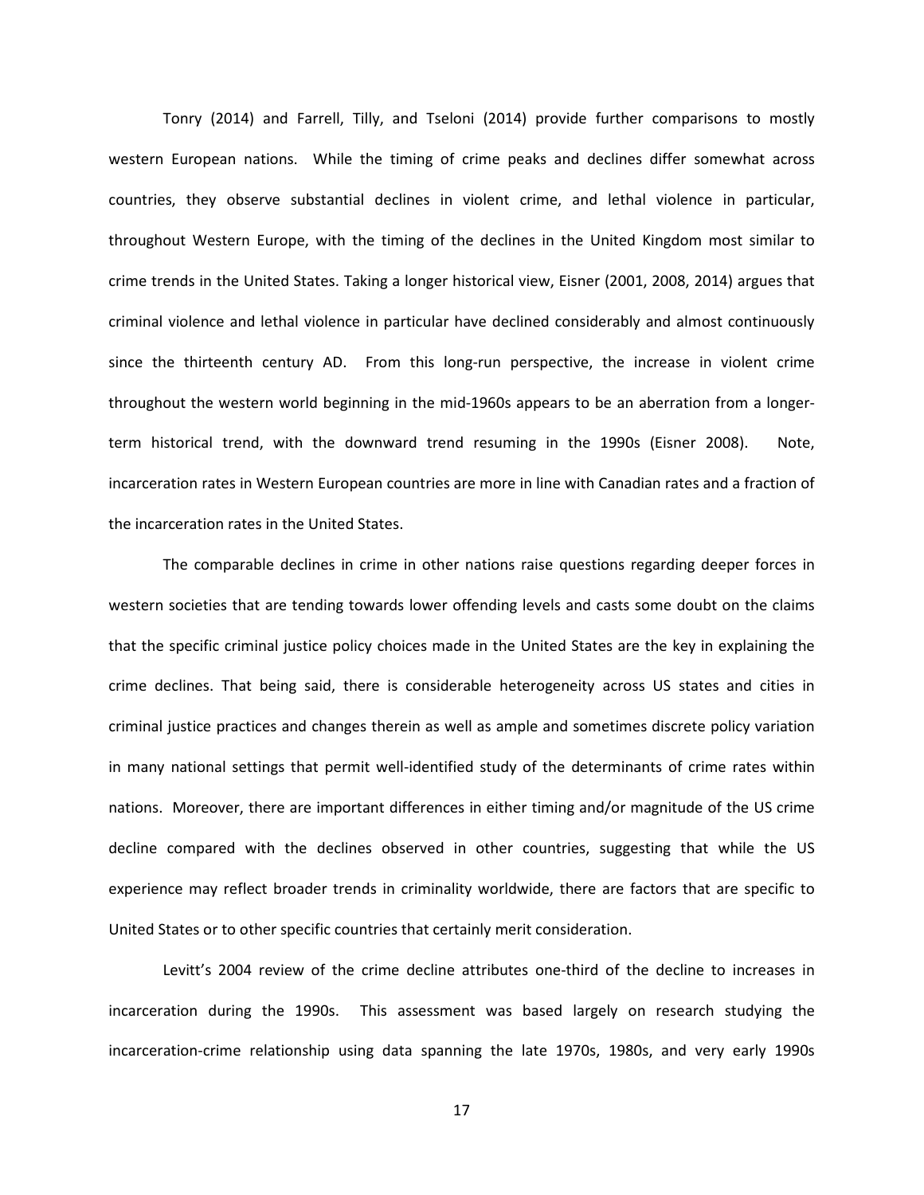Tonry (2014) and Farrell, Tilly, and Tseloni (2014) provide further comparisons to mostly western European nations. While the timing of crime peaks and declines differ somewhat across countries, they observe substantial declines in violent crime, and lethal violence in particular, throughout Western Europe, with the timing of the declines in the United Kingdom most similar to crime trends in the United States. Taking a longer historical view, Eisner (2001, 2008, 2014) argues that criminal violence and lethal violence in particular have declined considerably and almost continuously since the thirteenth century AD. From this long-run perspective, the increase in violent crime throughout the western world beginning in the mid-1960s appears to be an aberration from a longer-term historical trend, with the downward trend resuming in the 1990s (Eisner 2008). Note, incarceration rates in Western European countries are more in line with Canadian rates and a fraction of the incarceration rates in the United States.

The comparable declines in crime in other nations raise questions regarding deeper forces in western societies that are tending towards lower offending levels and casts some doubt on the claims that the specific criminal justice policy choices made in the United States are the key in explaining the crime declines. That being said, there is considerable heterogeneity across US states and cities in criminal justice practices and changes therein as well as ample and sometimes discrete policy variation in many national settings that permit well-identified study of the determinants of crime rates within nations. Moreover, there are important differences in either timing and/or magnitude of the US crime decline compared with the declines observed in other countries, suggesting that while the US experience may reflect broader trends in criminality worldwide, there are factors that are specific to United States or to other specific countries that certainly merit consideration.

Levitt's 2004 review of the crime decline attributes one-third of the decline to increases in incarceration during the 1990s. This assessment was based largely on research studying the incarceration-crime relationship using data spanning the late 1970s, 1980s, and very early 1990s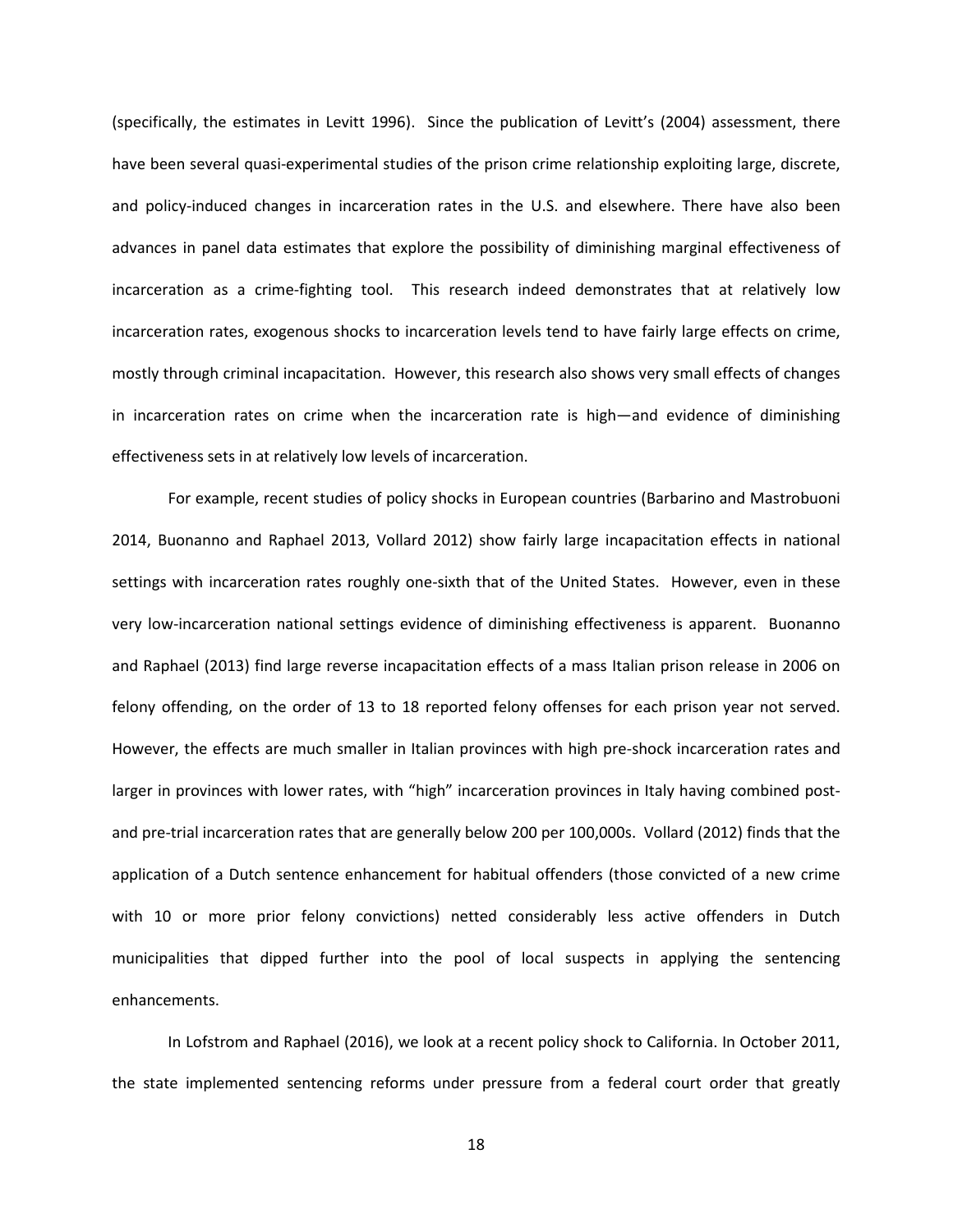(specifically, the estimates in Levitt 1996). Since the publication of Levitt's (2004) assessment, there have been several quasi-experimental studies of the prison crime relationship exploiting large, discrete, and policy-induced changes in incarceration rates in the U.S. and elsewhere. There have also been advances in panel data estimates that explore the possibility of diminishing marginal effectiveness of incarceration as a crime-fighting tool. This research indeed demonstrates that at relatively low incarceration rates, exogenous shocks to incarceration levels tend to have fairly large effects on crime, mostly through criminal incapacitation. However, this research also shows very small effects of changes in incarceration rates on crime when the incarceration rate is high—and evidence of diminishing effectiveness sets in at relatively low levels of incarceration.

For example, recent studies of policy shocks in European countries (Barbarino and Mastrobuoni 2014, Buonanno and Raphael 2013, Vollard 2012) show fairly large incapacitation effects in national settings with incarceration rates roughly one-sixth that of the United States. However, even in these very low-incarceration national settings evidence of diminishing effectiveness is apparent. Buonanno and Raphael (2013) find large reverse incapacitation effects of a mass Italian prison release in 2006 on felony offending, on the order of 13 to 18 reported felony offenses for each prison year not served. However, the effects are much smaller in Italian provinces with high pre-shock incarceration rates and larger in provinces with lower rates, with "high" incarceration provinces in Italy having combined post- and pre-trial incarceration rates that are generally below 200 per 100,000s. Vollard (2012) finds that the application of a Dutch sentence enhancement for habitual offenders (those convicted of a new crime with 10 or more prior felony convictions) netted considerably less active offenders in Dutch municipalities that dipped further into the pool of local suspects in applying the sentencing enhancements.

In Lofstrom and Raphael (2016), we look at a recent policy shock to California. In October 2011, the state implemented sentencing reforms under pressure from a federal court order that greatly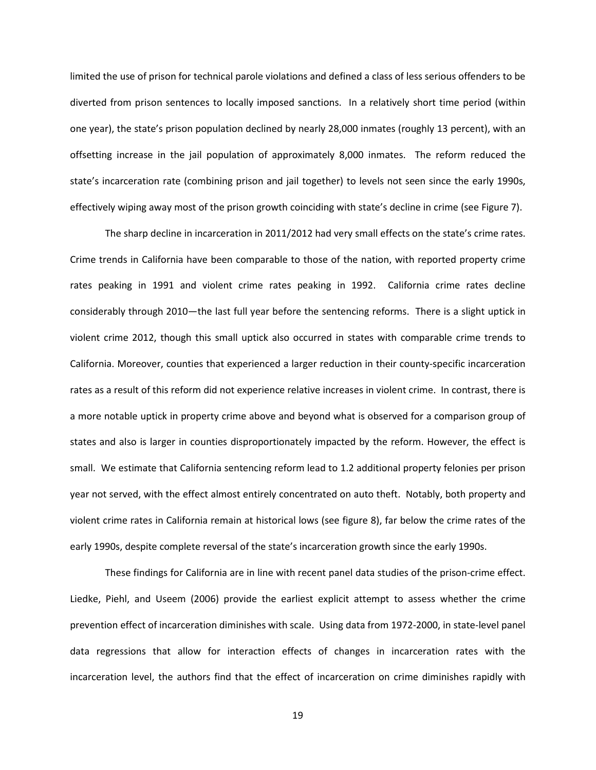limited the use of prison for technical parole violations and defined a class of less serious offenders to be diverted from prison sentences to locally imposed sanctions. In a relatively short time period (within one year), the state's prison population declined by nearly 28,000 inmates (roughly 13 percent), with an offsetting increase in the jail population of approximately 8,000 inmates. The reform reduced the state's incarceration rate (combining prison and jail together) to levels not seen since the early 1990s, effectively wiping away most of the prison growth coinciding with state's decline in crime (see Figure 7).

The sharp decline in incarceration in 2011/2012 had very small effects on the state's crime rates. Crime trends in California have been comparable to those of the nation, with reported property crime rates peaking in 1991 and violent crime rates peaking in 1992. California crime rates decline considerably through 2010—the last full year before the sentencing reforms. There is a slight uptick in violent crime 2012, though this small uptick also occurred in states with comparable crime trends to California. Moreover, counties that experienced a larger reduction in their county-specific incarceration rates as a result of this reform did not experience relative increases in violent crime. In contrast, there is a more notable uptick in property crime above and beyond what is observed for a comparison group of states and also is larger in counties disproportionately impacted by the reform. However, the effect is small. We estimate that California sentencing reform lead to 1.2 additional property felonies per prison year not served, with the effect almost entirely concentrated on auto theft. Notably, both property and violent crime rates in California remain at historical lows (see figure 8), far below the crime rates of the early 1990s, despite complete reversal of the state's incarceration growth since the early 1990s.

These findings for California are in line with recent panel data studies of the prison-crime effect. Liedke, Piehl, and Useem (2006) provide the earliest explicit attempt to assess whether the crime prevention effect of incarceration diminishes with scale. Using data from 1972-2000, in state-level panel data regressions that allow for interaction effects of changes in incarceration rates with the incarceration level, the authors find that the effect of incarceration on crime diminishes rapidly with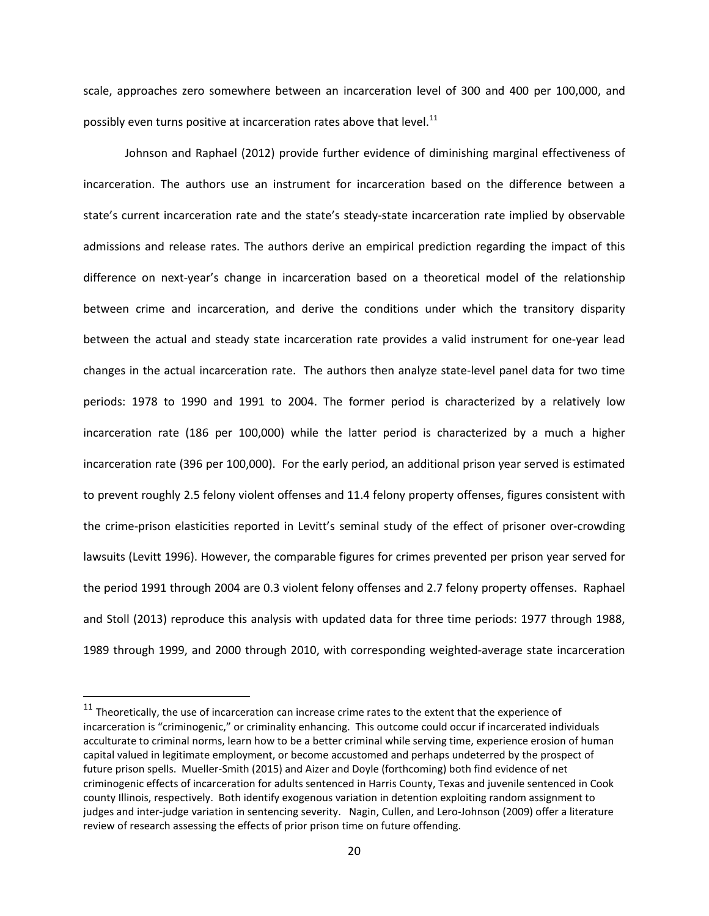scale, approaches zero somewhere between an incarceration level of 300 and 400 per 100,000, and possibly even turns positive at incarceration rates above that level.[11]

Johnson and Raphael (2012) provide further evidence of diminishing marginal effectiveness of incarceration. The authors use an instrument for incarceration based on the difference between a state's current incarceration rate and the state's steady-state incarceration rate implied by observable admissions and release rates. The authors derive an empirical prediction regarding the impact of this difference on next-year's change in incarceration based on a theoretical model of the relationship between crime and incarceration, and derive the conditions under which the transitory disparity between the actual and steady state incarceration rate provides a valid instrument for one-year lead changes in the actual incarceration rate. The authors then analyze state-level panel data for two time periods: 1978 to 1990 and 1991 to 2004. The former period is characterized by a relatively low incarceration rate (186 per 100,000) while the latter period is characterized by a much a higher incarceration rate (396 per 100,000). For the early period, an additional prison year served is estimated to prevent roughly 2.5 felony violent offenses and 11.4 felony property offenses, figures consistent with the crime-prison elasticities reported in Levitt's seminal study of the effect of prisoner over-crowding lawsuits (Levitt 1996). However, the comparable figures for crimes prevented per prison year served for the period 1991 through 2004 are 0.3 violent felony offenses and 2.7 felony property offenses. Raphael and Stoll (2013) reproduce this analysis with updated data for three time periods: 1977 through 1988, 1989 through 1999, and 2000 through 2010, with corresponding weighted-average state incarceration

[11] Theoretically, the use of incarceration can increase crime rates to the extent that the experience of incarceration is "criminogenic," or criminality enhancing. This outcome could occur if incarcerated individuals acculturate to criminal norms, learn how to be a better criminal while serving time, experience erosion of human capital valued in legitimate employment, or become accustomed and perhaps undeterred by the prospect of future prison spells. Mueller-Smith (2015) and Aizer and Doyle (forthcoming) both find evidence of net criminogenic effects of incarceration for adults sentenced in Harris County, Texas and juvenile sentenced in Cook county Illinois, respectively. Both identify exogenous variation in detention exploiting random assignment to judges and inter-judge variation in sentencing severity. Nagin, Cullen, and Lero-Johnson (2009) offer a literature review of research assessing the effects of prior prison time on future offending.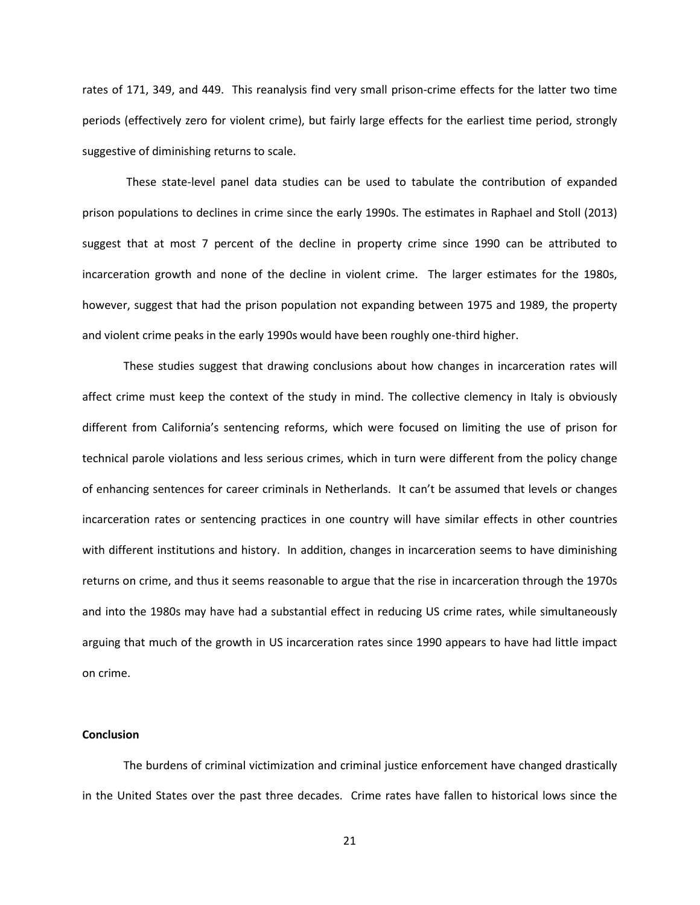rates of 171, 349, and 449. This reanalysis find very small prison-crime effects for the latter two time periods (effectively zero for violent crime), but fairly large effects for the earliest time period, strongly suggestive of diminishing returns to scale.

These state-level panel data studies can be used to tabulate the contribution of expanded prison populations to declines in crime since the early 1990s. The estimates in Raphael and Stoll (2013) suggest that at most 7 percent of the decline in property crime since 1990 can be attributed to incarceration growth and none of the decline in violent crime. The larger estimates for the 1980s, however, suggest that had the prison population not expanding between 1975 and 1989, the property and violent crime peaks in the early 1990s would have been roughly one-third higher.

These studies suggest that drawing conclusions about how changes in incarceration rates will affect crime must keep the context of the study in mind. The collective clemency in Italy is obviously different from California's sentencing reforms, which were focused on limiting the use of prison for technical parole violations and less serious crimes, which in turn were different from the policy change of enhancing sentences for career criminals in Netherlands. It can't be assumed that levels or changes incarceration rates or sentencing practices in one country will have similar effects in other countries with different institutions and history. In addition, changes in incarceration seems to have diminishing returns on crime, and thus it seems reasonable to argue that the rise in incarceration through the 1970s and into the 1980s may have had a substantial effect in reducing US crime rates, while simultaneously arguing that much of the growth in US incarceration rates since 1990 appears to have had little impact on crime.

## Conclusion

The burdens of criminal victimization and criminal justice enforcement have changed drastically in the United States over the past three decades. Crime rates have fallen to historical lows since the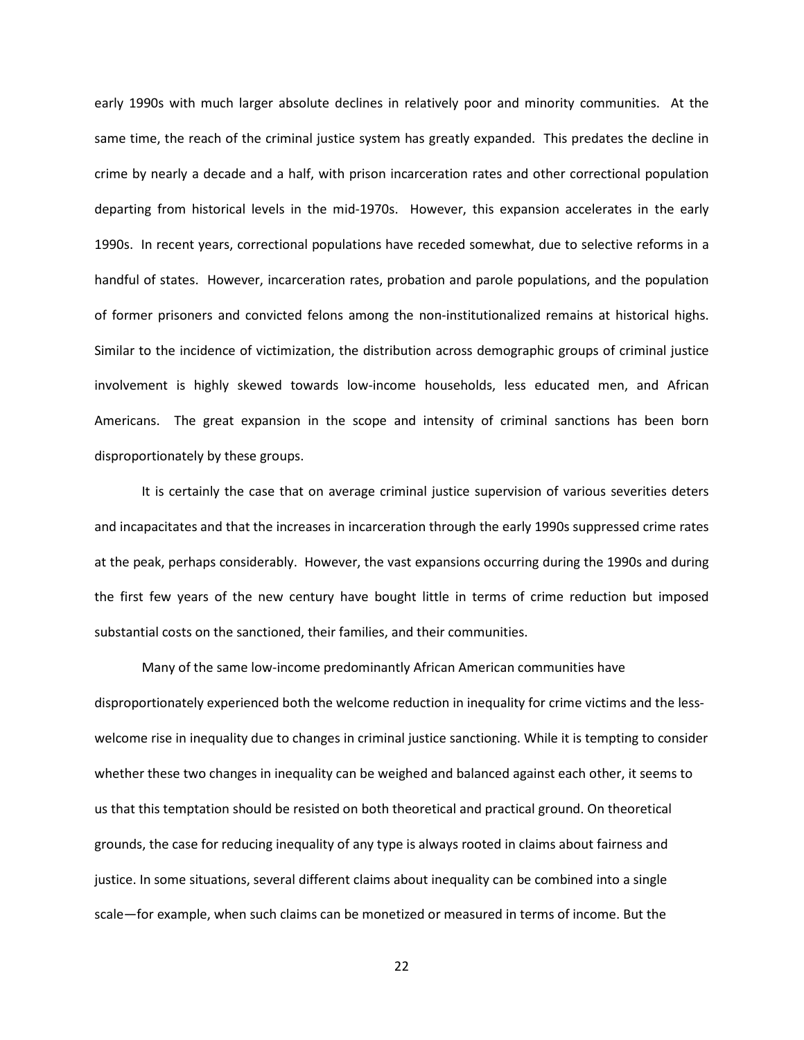early 1990s with much larger absolute declines in relatively poor and minority communities. At the same time, the reach of the criminal justice system has greatly expanded. This predates the decline in crime by nearly a decade and a half, with prison incarceration rates and other correctional population departing from historical levels in the mid-1970s. However, this expansion accelerates in the early 1990s. In recent years, correctional populations have receded somewhat, due to selective reforms in a handful of states. However, incarceration rates, probation and parole populations, and the population of former prisoners and convicted felons among the non-institutionalized remains at historical highs. Similar to the incidence of victimization, the distribution across demographic groups of criminal justice involvement is highly skewed towards low-income households, less educated men, and African Americans. The great expansion in the scope and intensity of criminal sanctions has been born disproportionately by these groups.

It is certainly the case that on average criminal justice supervision of various severities deters and incapacitates and that the increases in incarceration through the early 1990s suppressed crime rates at the peak, perhaps considerably. However, the vast expansions occurring during the 1990s and during the first few years of the new century have bought little in terms of crime reduction but imposed substantial costs on the sanctioned, their families, and their communities.

Many of the same low-income predominantly African American communities have disproportionately experienced both the welcome reduction in inequality for crime victims and the less-welcome rise in inequality due to changes in criminal justice sanctioning. While it is tempting to consider whether these two changes in inequality can be weighed and balanced against each other, it seems to us that this temptation should be resisted on both theoretical and practical ground. On theoretical grounds, the case for reducing inequality of any type is always rooted in claims about fairness and justice. In some situations, several different claims about inequality can be combined into a single scale—for example, when such claims can be monetized or measured in terms of income. But the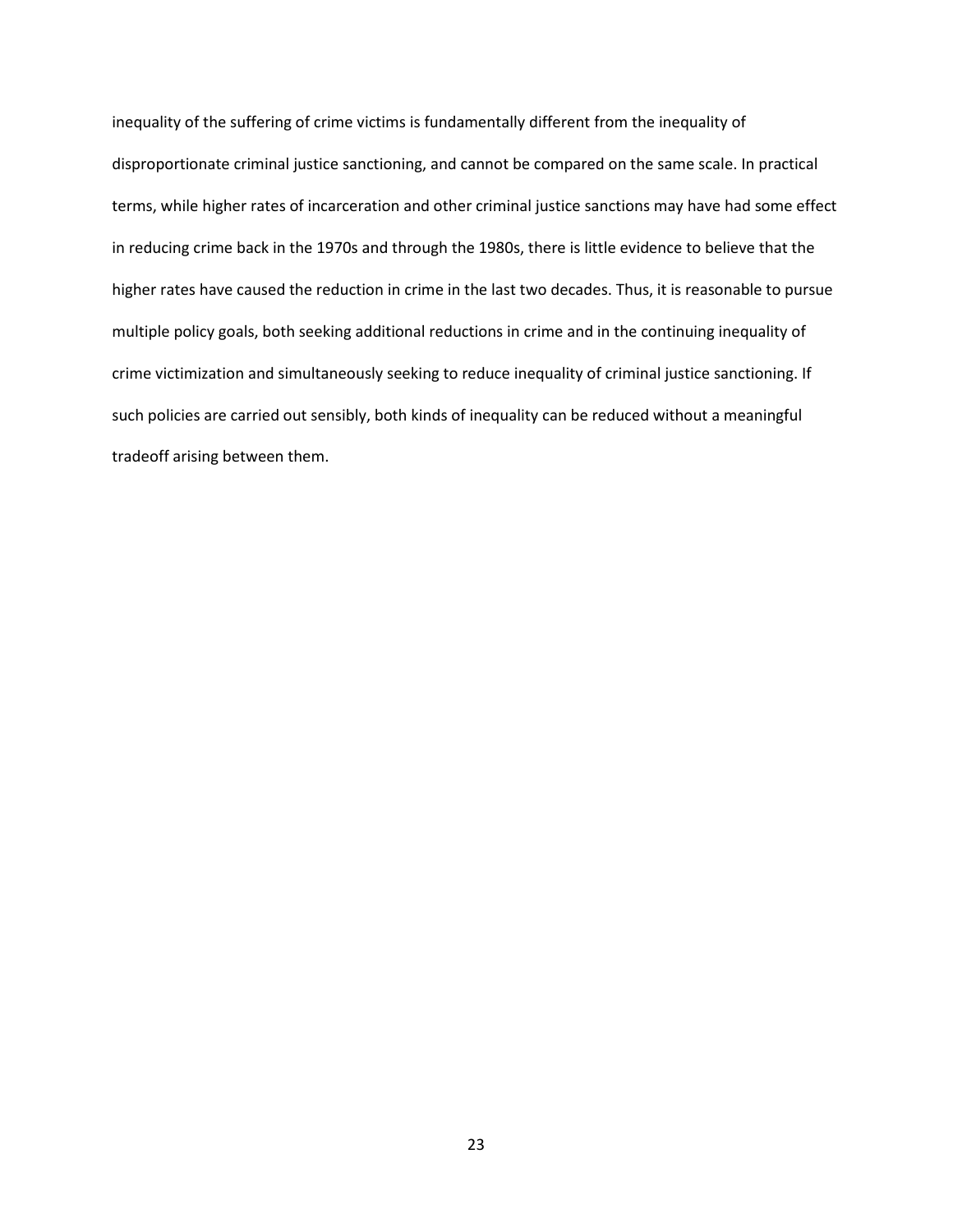inequality of the suffering of crime victims is fundamentally different from the inequality of disproportionate criminal justice sanctioning, and cannot be compared on the same scale. In practical terms, while higher rates of incarceration and other criminal justice sanctions may have had some effect in reducing crime back in the 1970s and through the 1980s, there is little evidence to believe that the higher rates have caused the reduction in crime in the last two decades. Thus, it is reasonable to pursue multiple policy goals, both seeking additional reductions in crime and in the continuing inequality of crime victimization and simultaneously seeking to reduce inequality of criminal justice sanctioning. If such policies are carried out sensibly, both kinds of inequality can be reduced without a meaningful tradeoff arising between them.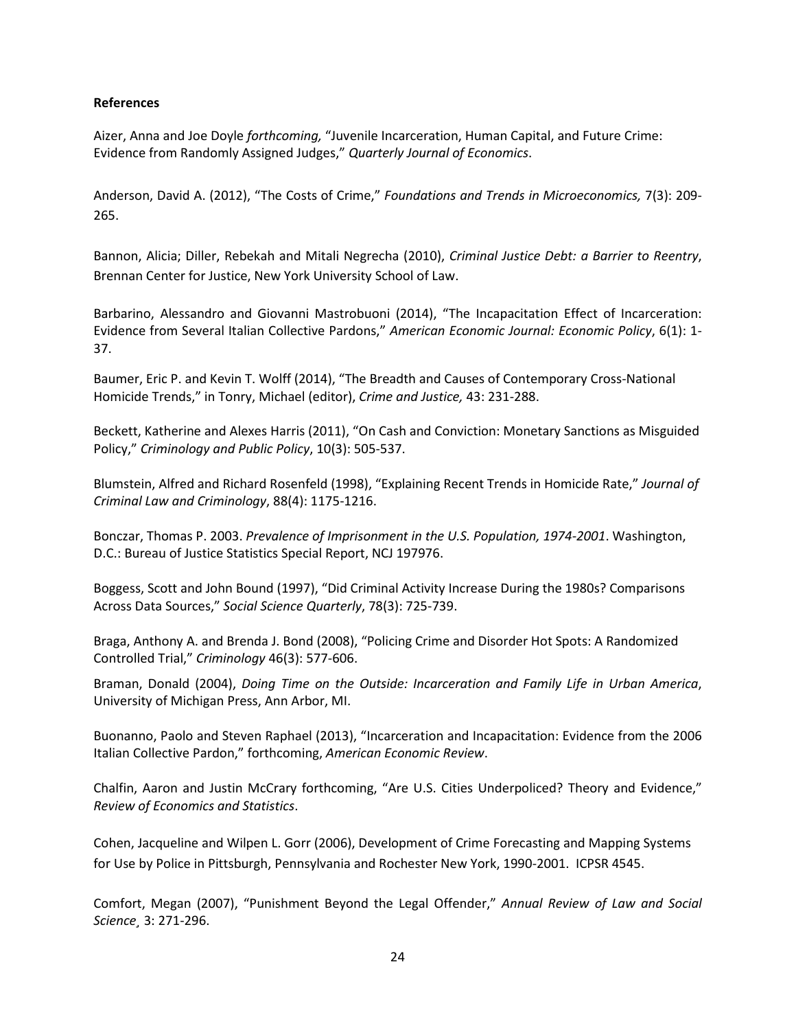**References**

Aizer, Anna and Joe Doyle *forthcoming,* "Juvenile Incarceration, Human Capital, and Future Crime: Evidence from Randomly Assigned Judges," *Quarterly Journal of Economics*.

Anderson, David A. (2012), "The Costs of Crime," *Foundations and Trends in Microeconomics,* 7(3): 209-265.

Bannon, Alicia; Diller, Rebekah and Mitali Negrecha (2010), *Criminal Justice Debt: a Barrier to Reentry*, Brennan Center for Justice, New York University School of Law.

Barbarino, Alessandro and Giovanni Mastrobuoni (2014), "The Incapacitation Effect of Incarceration: Evidence from Several Italian Collective Pardons," *American Economic Journal: Economic Policy*, 6(1): 1-37.

Baumer, Eric P. and Kevin T. Wolff (2014), "The Breadth and Causes of Contemporary Cross-National Homicide Trends," in Tonry, Michael (editor), *Crime and Justice,* 43: 231-288.

Beckett, Katherine and Alexes Harris (2011), "On Cash and Conviction: Monetary Sanctions as Misguided Policy," *Criminology and Public Policy*, 10(3): 505-537.

Blumstein, Alfred and Richard Rosenfeld (1998), "Explaining Recent Trends in Homicide Rate," *Journal of Criminal Law and Criminology*, 88(4): 1175-1216.

Bonczar, Thomas P. 2003. *Prevalence of Imprisonment in the U.S. Population, 1974-2001*. Washington, D.C.: Bureau of Justice Statistics Special Report, NCJ 197976.

Boggess, Scott and John Bound (1997), "Did Criminal Activity Increase During the 1980s? Comparisons Across Data Sources," *Social Science Quarterly*, 78(3): 725-739.

Braga, Anthony A. and Brenda J. Bond (2008), "Policing Crime and Disorder Hot Spots: A Randomized Controlled Trial," *Criminology* 46(3): 577-606.

Braman, Donald (2004), *Doing Time on the Outside: Incarceration and Family Life in Urban America*, University of Michigan Press, Ann Arbor, MI.

Buonanno, Paolo and Steven Raphael (2013), "Incarceration and Incapacitation: Evidence from the 2006 Italian Collective Pardon," forthcoming, *American Economic Review*.

Chalfin, Aaron and Justin McCrary forthcoming, "Are U.S. Cities Underpoliced? Theory and Evidence," *Review of Economics and Statistics*.

Cohen, Jacqueline and Wilpen L. Gorr (2006), Development of Crime Forecasting and Mapping Systems for Use by Police in Pittsburgh, Pennsylvania and Rochester New York, 1990-2001. ICPSR 4545.

Comfort, Megan (2007), "Punishment Beyond the Legal Offender," *Annual Review of Law and Social Science*¸ 3: 271-296.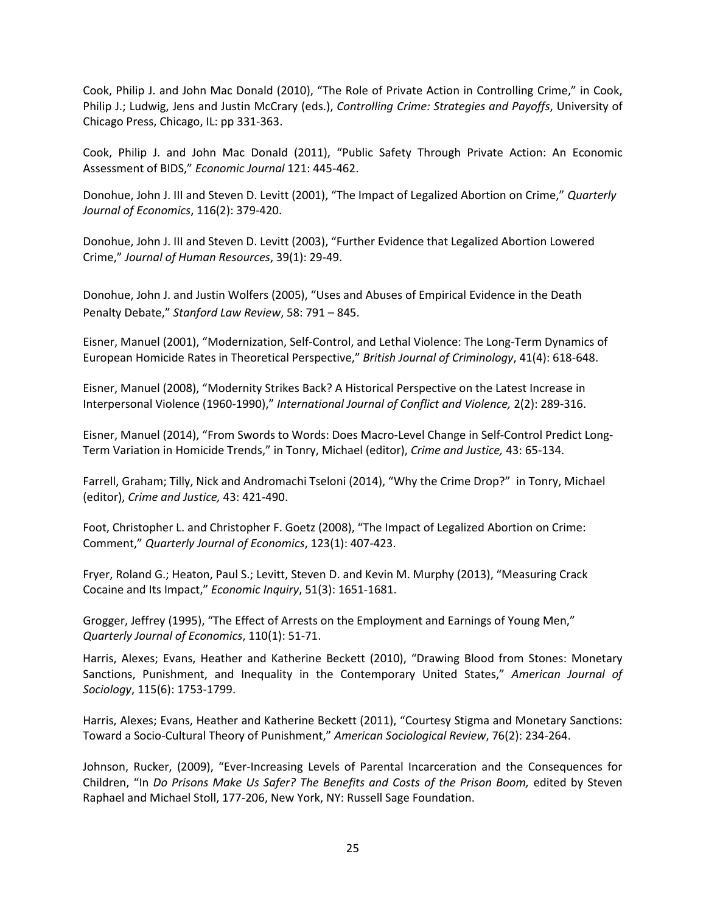Cook, Philip J. and John Mac Donald (2010), "The Role of Private Action in Controlling Crime," in Cook, Philip J.; Ludwig, Jens and Justin McCrary (eds.), *Controlling Crime: Strategies and Payoffs*, University of Chicago Press, Chicago, IL: pp 331-363.

Cook, Philip J. and John Mac Donald (2011), "Public Safety Through Private Action: An Economic Assessment of BIDS," *Economic Journal* 121: 445-462.

Donohue, John J. III and Steven D. Levitt (2001), "The Impact of Legalized Abortion on Crime," *Quarterly Journal of Economics*, 116(2): 379-420.

Donohue, John J. III and Steven D. Levitt (2003), "Further Evidence that Legalized Abortion Lowered Crime," *Journal of Human Resources*, 39(1): 29-49.

Donohue, John J. and Justin Wolfers (2005), "Uses and Abuses of Empirical Evidence in the Death Penalty Debate," *Stanford Law Review*, 58: 791 – 845.

Eisner, Manuel (2001), "Modernization, Self-Control, and Lethal Violence: The Long-Term Dynamics of European Homicide Rates in Theoretical Perspective," *British Journal of Criminology*, 41(4): 618-648.

Eisner, Manuel (2008), "Modernity Strikes Back? A Historical Perspective on the Latest Increase in Interpersonal Violence (1960-1990)," *International Journal of Conflict and Violence,* 2(2): 289-316.

Eisner, Manuel (2014), "From Swords to Words: Does Macro-Level Change in Self-Control Predict Long-Term Variation in Homicide Trends," in Tonry, Michael (editor), *Crime and Justice,* 43: 65-134.

Farrell, Graham; Tilly, Nick and Andromachi Tseloni (2014), "Why the Crime Drop?" in Tonry, Michael (editor), *Crime and Justice,* 43: 421-490.

Foot, Christopher L. and Christopher F. Goetz (2008), "The Impact of Legalized Abortion on Crime: Comment," *Quarterly Journal of Economics*, 123(1): 407-423.

Fryer, Roland G.; Heaton, Paul S.; Levitt, Steven D. and Kevin M. Murphy (2013), "Measuring Crack Cocaine and Its Impact," *Economic Inquiry*, 51(3): 1651-1681.

Grogger, Jeffrey (1995), "The Effect of Arrests on the Employment and Earnings of Young Men," *Quarterly Journal of Economics*, 110(1): 51-71.

Harris, Alexes; Evans, Heather and Katherine Beckett (2010), "Drawing Blood from Stones: Monetary Sanctions, Punishment, and Inequality in the Contemporary United States," *American Journal of Sociology*, 115(6): 1753-1799.

Harris, Alexes; Evans, Heather and Katherine Beckett (2011), "Courtesy Stigma and Monetary Sanctions: Toward a Socio-Cultural Theory of Punishment," *American Sociological Review*, 76(2): 234-264.

Johnson, Rucker, (2009), "Ever-Increasing Levels of Parental Incarceration and the Consequences for Children, "In *Do Prisons Make Us Safer? The Benefits and Costs of the Prison Boom,* edited by Steven Raphael and Michael Stoll, 177-206, New York, NY: Russell Sage Foundation.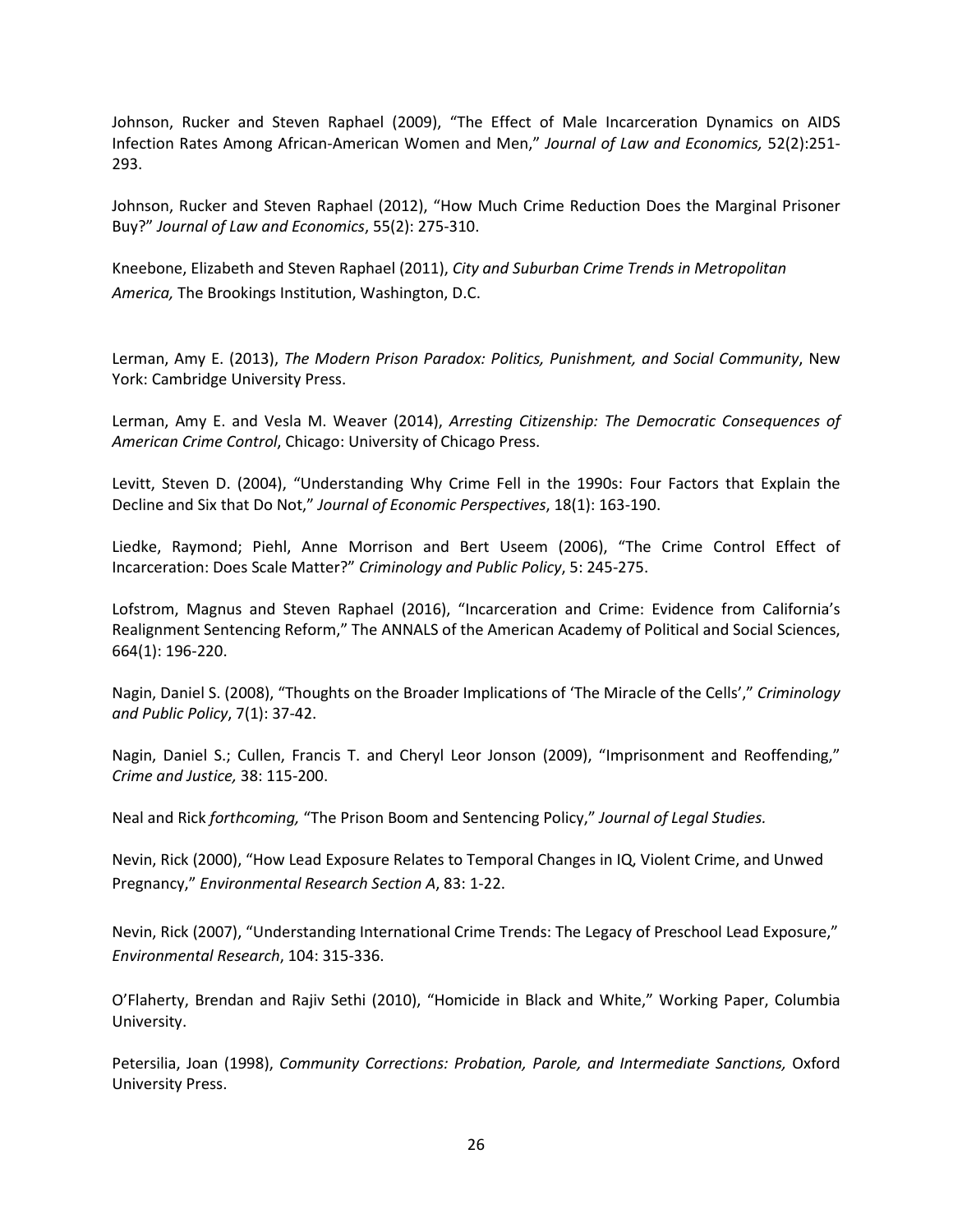Johnson, Rucker and Steven Raphael (2009), "The Effect of Male Incarceration Dynamics on AIDS Infection Rates Among African-American Women and Men," *Journal of Law and Economics,* 52(2):251-293.

Johnson, Rucker and Steven Raphael (2012), "How Much Crime Reduction Does the Marginal Prisoner Buy?" *Journal of Law and Economics*, 55(2): 275-310.

Kneebone, Elizabeth and Steven Raphael (2011), *City and Suburban Crime Trends in Metropolitan America,* The Brookings Institution, Washington, D.C.

Lerman, Amy E. (2013), *The Modern Prison Paradox: Politics, Punishment, and Social Community*, New York: Cambridge University Press.

Lerman, Amy E. and Vesla M. Weaver (2014), *Arresting Citizenship: The Democratic Consequences of American Crime Control*, Chicago: University of Chicago Press.

Levitt, Steven D. (2004), "Understanding Why Crime Fell in the 1990s: Four Factors that Explain the Decline and Six that Do Not," *Journal of Economic Perspectives*, 18(1): 163-190.

Liedke, Raymond; Piehl, Anne Morrison and Bert Useem (2006), "The Crime Control Effect of Incarceration: Does Scale Matter?" *Criminology and Public Policy*, 5: 245-275.

Lofstrom, Magnus and Steven Raphael (2016), "Incarceration and Crime: Evidence from California's Realignment Sentencing Reform," The ANNALS of the American Academy of Political and Social Sciences, 664(1): 196-220.

Nagin, Daniel S. (2008), "Thoughts on the Broader Implications of 'The Miracle of the Cells'," *Criminology and Public Policy*, 7(1): 37-42.

Nagin, Daniel S.; Cullen, Francis T. and Cheryl Leor Jonson (2009), "Imprisonment and Reoffending," *Crime and Justice,* 38: 115-200.

Neal and Rick *forthcoming,* "The Prison Boom and Sentencing Policy," *Journal of Legal Studies.*

Nevin, Rick (2000), "How Lead Exposure Relates to Temporal Changes in IQ, Violent Crime, and Unwed Pregnancy," *Environmental Research Section A*, 83: 1-22.

Nevin, Rick (2007), "Understanding International Crime Trends: The Legacy of Preschool Lead Exposure," *Environmental Research*, 104: 315-336.

O'Flaherty, Brendan and Rajiv Sethi (2010), "Homicide in Black and White," Working Paper, Columbia University.

Petersilia, Joan (1998), *Community Corrections: Probation, Parole, and Intermediate Sanctions,* Oxford University Press.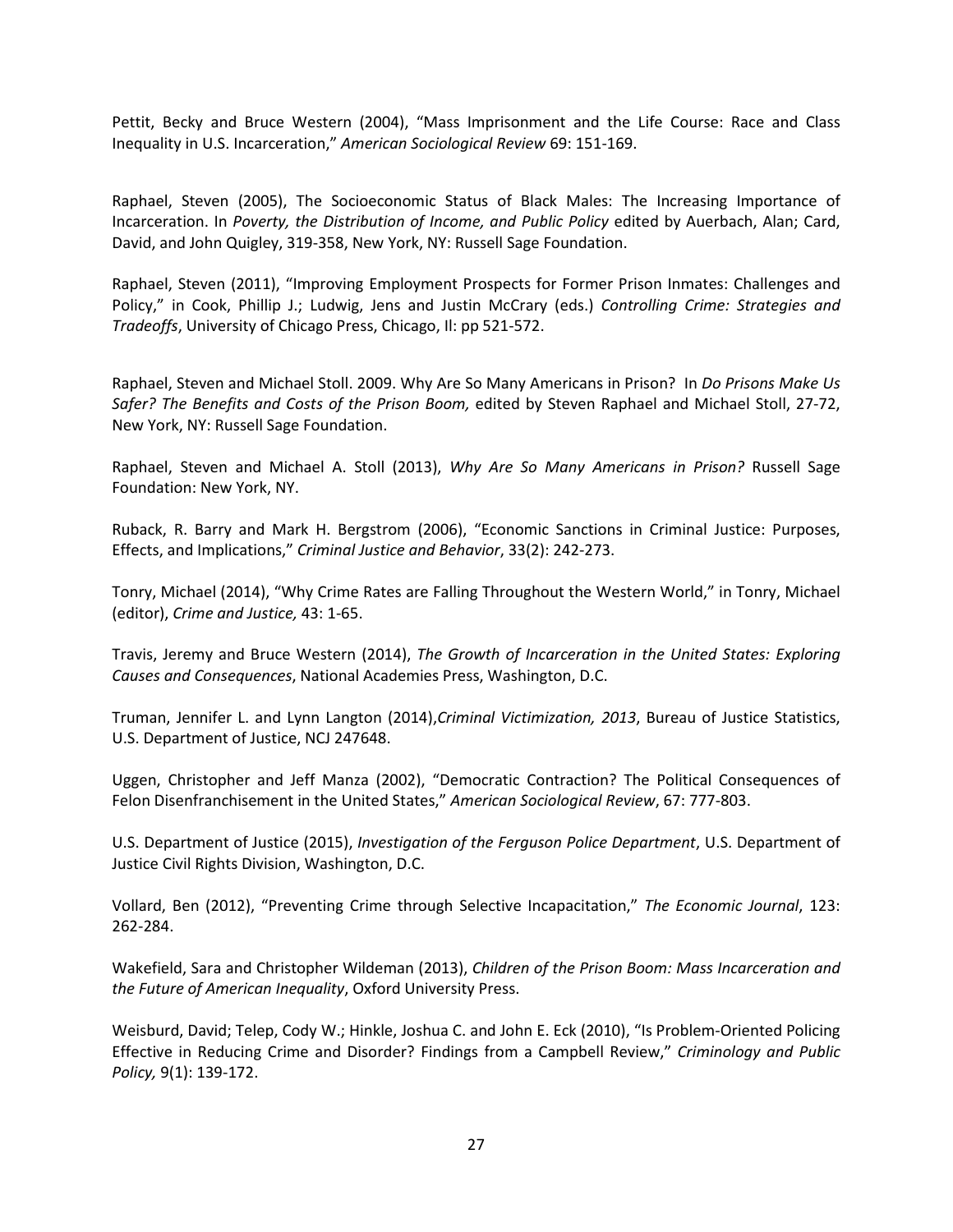Pettit, Becky and Bruce Western (2004), “Mass Imprisonment and the Life Course: Race and Class Inequality in U.S. Incarceration,” *American Sociological Review* 69: 151-169.

Raphael, Steven (2005), The Socioeconomic Status of Black Males: The Increasing Importance of Incarceration. In *Poverty, the Distribution of Income, and Public Policy* edited by Auerbach, Alan; Card, David, and John Quigley, 319-358, New York, NY: Russell Sage Foundation.

Raphael, Steven (2011), “Improving Employment Prospects for Former Prison Inmates: Challenges and Policy,” in Cook, Phillip J.; Ludwig, Jens and Justin McCrary (eds.) *Controlling Crime: Strategies and Tradeoffs*, University of Chicago Press, Chicago, Il: pp 521-572.

Raphael, Steven and Michael Stoll. 2009. Why Are So Many Americans in Prison? In *Do Prisons Make Us Safer? The Benefits and Costs of the Prison Boom,* edited by Steven Raphael and Michael Stoll, 27-72, New York, NY: Russell Sage Foundation.

Raphael, Steven and Michael A. Stoll (2013), *Why Are So Many Americans in Prison?* Russell Sage Foundation: New York, NY.

Ruback, R. Barry and Mark H. Bergstrom (2006), “Economic Sanctions in Criminal Justice: Purposes, Effects, and Implications,” *Criminal Justice and Behavior*, 33(2): 242-273.

Tonry, Michael (2014), “Why Crime Rates are Falling Throughout the Western World,” in Tonry, Michael (editor), *Crime and Justice,* 43: 1-65.

Travis, Jeremy and Bruce Western (2014), *The Growth of Incarceration in the United States: Exploring Causes and Consequences*, National Academies Press, Washington, D.C.

Truman, Jennifer L. and Lynn Langton (2014),*Criminal Victimization, 2013*, Bureau of Justice Statistics, U.S. Department of Justice, NCJ 247648.

Uggen, Christopher and Jeff Manza (2002), “Democratic Contraction? The Political Consequences of Felon Disenfranchisement in the United States,” *American Sociological Review*, 67: 777-803.

U.S. Department of Justice (2015), *Investigation of the Ferguson Police Department*, U.S. Department of Justice Civil Rights Division, Washington, D.C.

Vollard, Ben (2012), “Preventing Crime through Selective Incapacitation,” *The Economic Journal*, 123: 262-284.

Wakefield, Sara and Christopher Wildeman (2013), *Children of the Prison Boom: Mass Incarceration and the Future of American Inequality*, Oxford University Press.

Weisburd, David; Telep, Cody W.; Hinkle, Joshua C. and John E. Eck (2010), “Is Problem-Oriented Policing Effective in Reducing Crime and Disorder? Findings from a Campbell Review,” *Criminology and Public Policy,* 9(1): 139-172.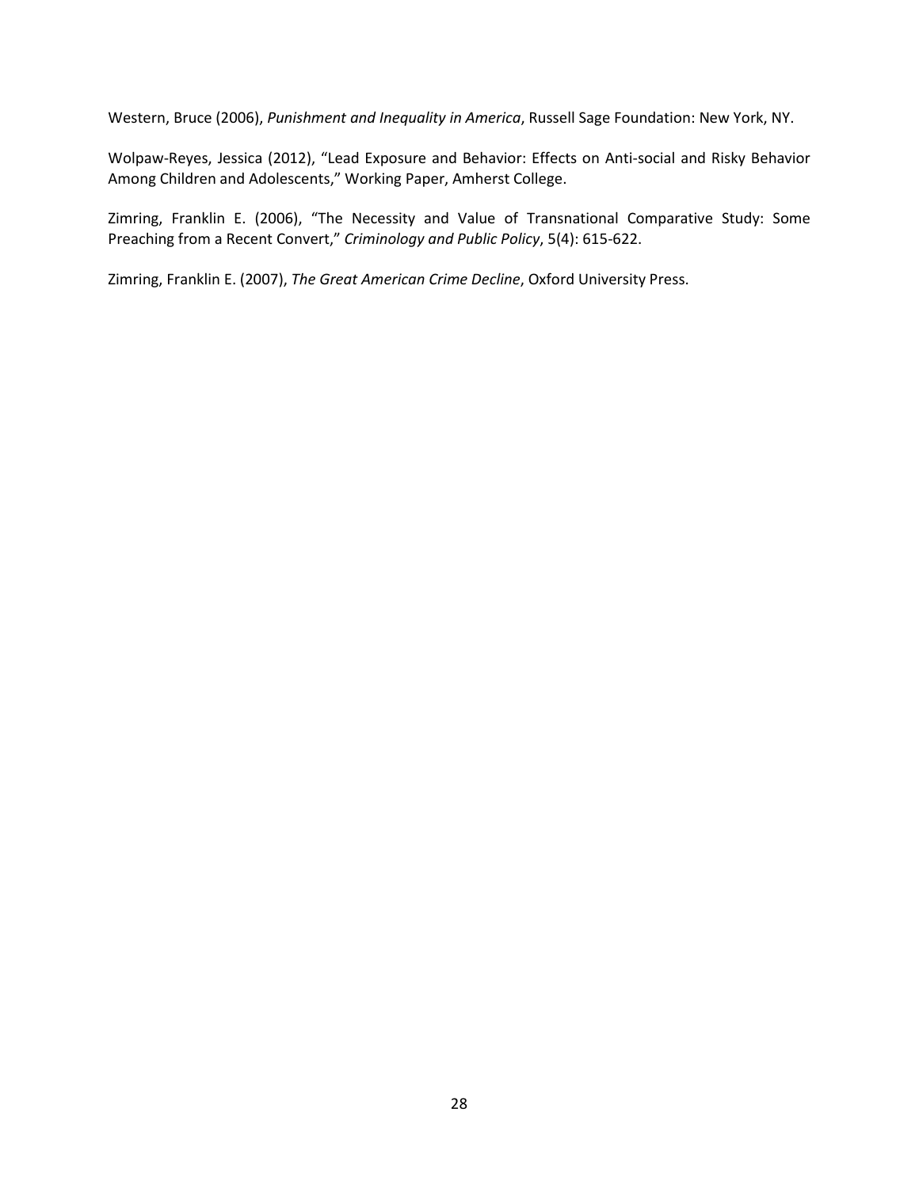Western, Bruce (2006), *Punishment and Inequality in America*, Russell Sage Foundation: New York, NY.

Wolpaw-Reyes, Jessica (2012), "Lead Exposure and Behavior: Effects on Anti-social and Risky Behavior Among Children and Adolescents," Working Paper, Amherst College.

Zimring, Franklin E. (2006), "The Necessity and Value of Transnational Comparative Study: Some Preaching from a Recent Convert," *Criminology and Public Policy*, 5(4): 615-622.

Zimring, Franklin E. (2007), *The Great American Crime Decline*, Oxford University Press.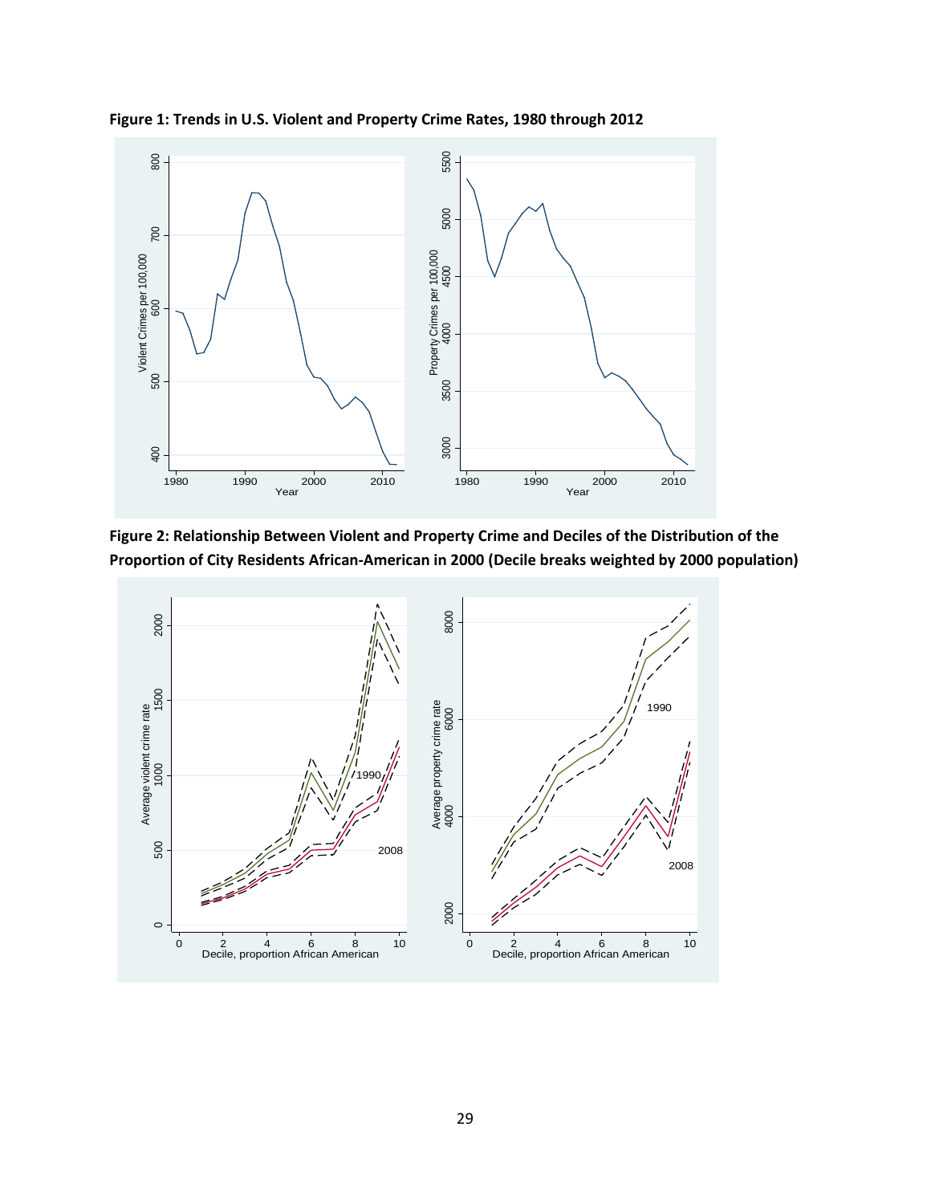**Figure 1: Trends in U.S. Violent and Property Crime Rates, 1980 through 2012**

**Figure 2: Relationship Between Violent and Property Crime and Deciles of the Distribution of the Proportion of City Residents African-American in 2000 (Decile breaks weighted by 2000 population)**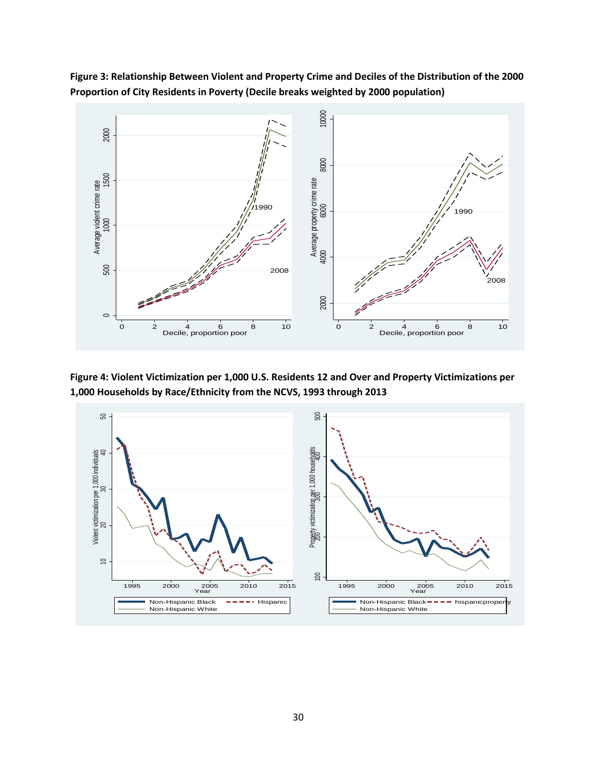**Figure 3: Relationship Between Violent and Property Crime and Deciles of the Distribution of the 2000 Proportion of City Residents in Poverty (Decile breaks weighted by 2000 population)**

**Figure 4: Violent Victimization per 1,000 U.S. Residents 12 and Over and Property Victimizations per 1,000 Households by Race/Ethnicity from the NCVS, 1993 through 2013**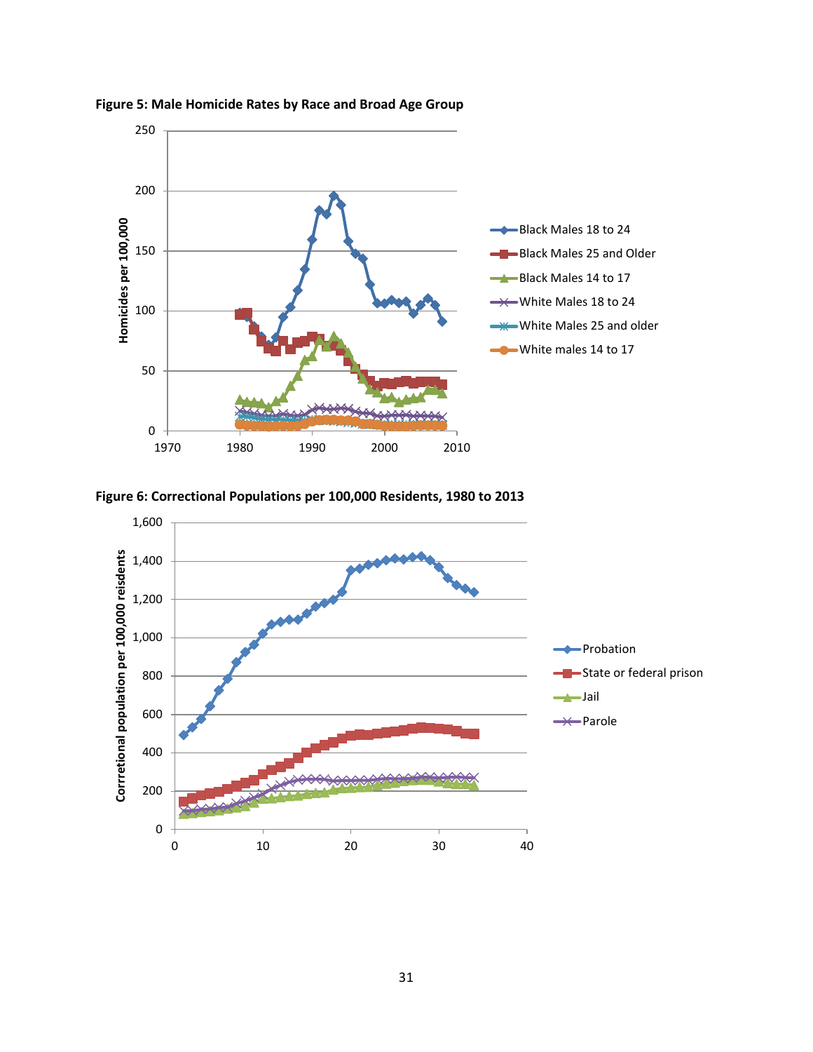**Figure 5: Male Homicide Rates by Race and Broad Age Group**

**Figure 6: Correctional Populations per 100,000 Residents, 1980 to 2013**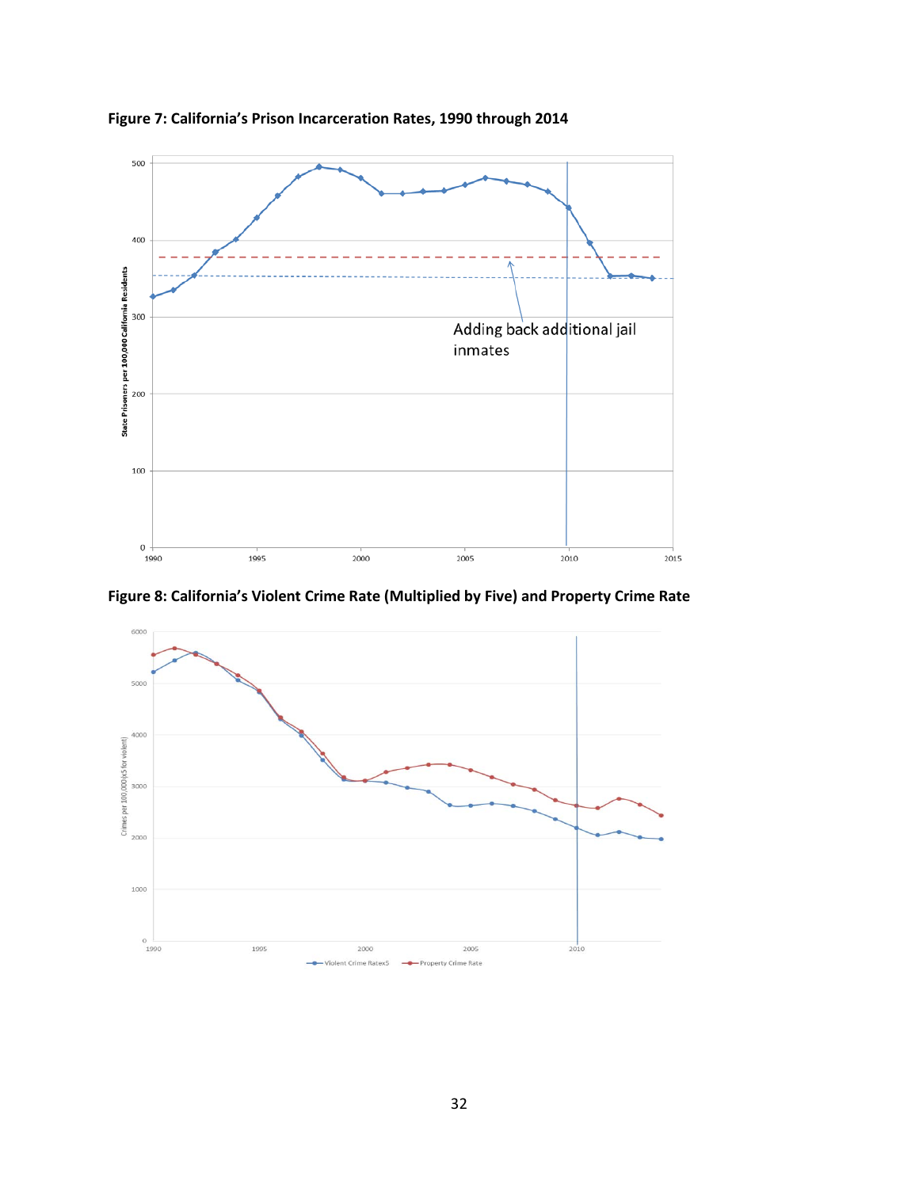**Figure 7: California's Prison Incarceration Rates, 1990 through 2014**

**Figure 8: California's Violent Crime Rate (Multiplied by Five) and Property Crime Rate**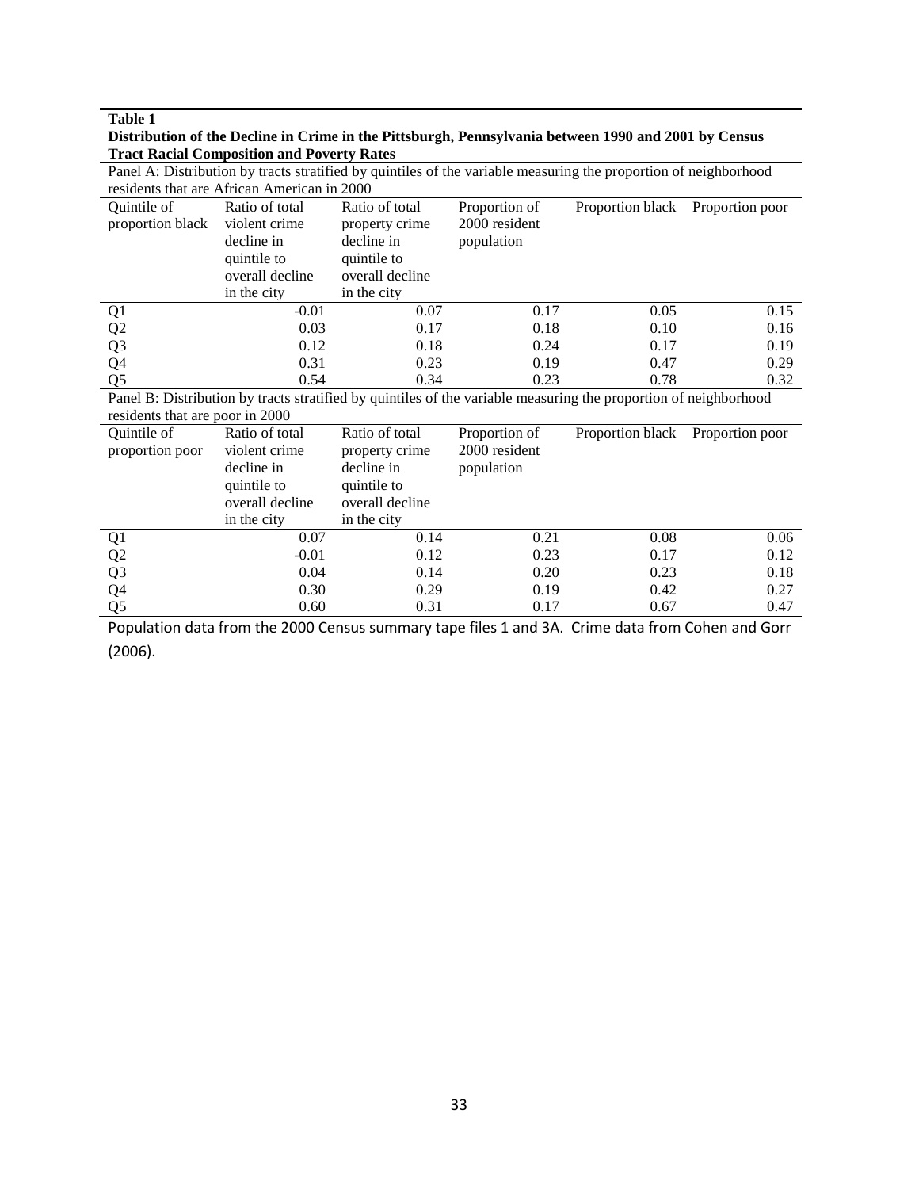**Table 1**

**Distribution of the Decline in Crime in the Pittsburgh, Pennsylvania between 1990 and 2001 by Census Tract Racial Composition and Poverty Rates**

Panel A: Distribution by tracts stratified by quintiles of the variable measuring the proportion of neighborhood residents that are African American in 2000

| Quintile of proportion black | Ratio of total violent crime decline in quintile to overall decline in the city | Ratio of total property crime decline in quintile to overall decline in the city | Proportion of 2000 resident population | Proportion black | Proportion poor |
|---|---|---|---|---|---|
| Q1 | -0.01 | 0.07 | 0.17 | 0.05 | 0.15 |
| Q2 | 0.03 | 0.17 | 0.18 | 0.10 | 0.16 |
| Q3 | 0.12 | 0.18 | 0.24 | 0.17 | 0.19 |
| Q4 | 0.31 | 0.23 | 0.19 | 0.47 | 0.29 |
| Q5 | 0.54 | 0.34 | 0.23 | 0.78 | 0.32 |

Panel B: Distribution by tracts stratified by quintiles of the variable measuring the proportion of neighborhood residents that are poor in 2000

| Quintile of proportion poor | Ratio of total violent crime decline in quintile to overall decline in the city | Ratio of total property crime decline in quintile to overall decline in the city | Proportion of 2000 resident population | Proportion black | Proportion poor |
|---|---|---|---|---|---|
| Q1 | 0.07 | 0.14 | 0.21 | 0.08 | 0.06 |
| Q2 | -0.01 | 0.12 | 0.23 | 0.17 | 0.12 |
| Q3 | 0.04 | 0.14 | 0.20 | 0.23 | 0.18 |
| Q4 | 0.30 | 0.29 | 0.19 | 0.42 | 0.27 |
| Q5 | 0.60 | 0.31 | 0.17 | 0.67 | 0.47 |

Population data from the 2000 Census summary tape files 1 and 3A. Crime data from Cohen and Gorr (2006).